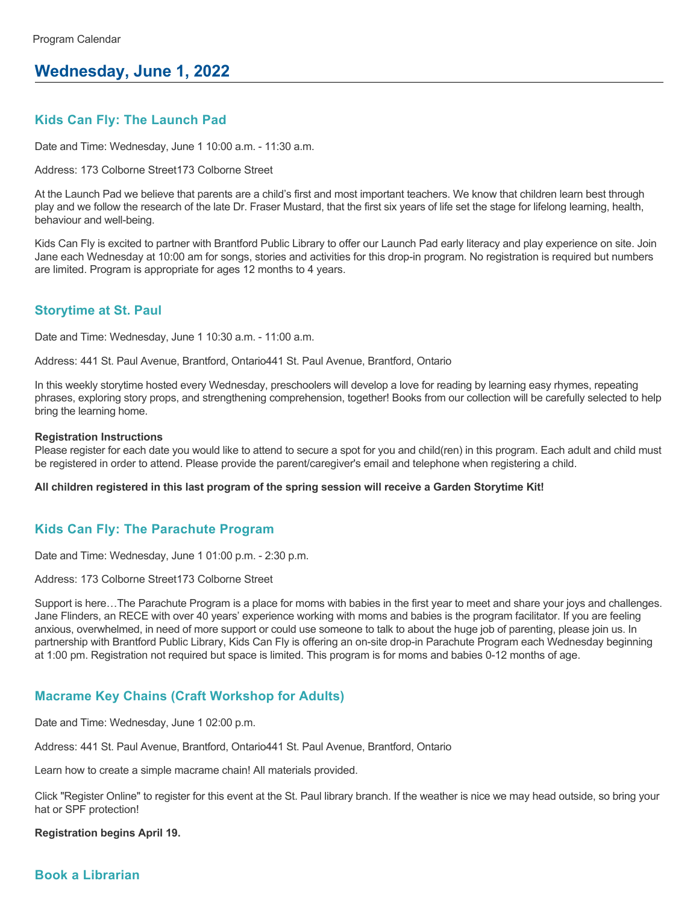Program Calendar

# Wednesday, June 1, 2022

## Kids Can Fly: The Launch Pad

Date and Time: Wednesday, June 1 10:00 a.m. - 11:30 a.m.

Address: 173 Colborne Street173 Colborne Street

At the Launch Pad we believe that parents are a child's first and most important teachers. We know that children learn best through play and we follow the research of the late Dr. Fraser Mustard, that the first six years of life set the stage for lifelong learning, health, behaviour and well-being.

Kids Can Fly is excited to partner with Brantford Public Library to offer our Launch Pad early literacy and play experience on site. Join Jane each Wednesday at 10:00 am for songs, stories and activities for this drop-in program. No registration is required but numbers are limited. Program is appropriate for ages 12 months to 4 years.

## Storytime at St. Paul

Date and Time: Wednesday, June 1 10:30 a.m. - 11:00 a.m.

Address: 441 St. Paul Avenue, Brantford, Ontario441 St. Paul Avenue, Brantford, Ontario

In this weekly storytime hosted every Wednesday, preschoolers will develop a love for reading by learning easy rhymes, repeating phrases, exploring story props, and strengthening comprehension, together! Books from our collection will be carefully selected to help bring the learning home.

**Registration Instructions**
Please register for each date you would like to attend to secure a spot for you and child(ren) in this program. Each adult and child must be registered in order to attend. Please provide the parent/caregiver's email and telephone when registering a child.

**All children registered in this last program of the spring session will receive a Garden Storytime Kit!**

## Kids Can Fly: The Parachute Program

Date and Time: Wednesday, June 1 01:00 p.m. - 2:30 p.m.

Address: 173 Colborne Street173 Colborne Street

Support is here…The Parachute Program is a place for moms with babies in the first year to meet and share your joys and challenges. Jane Flinders, an RECE with over 40 years' experience working with moms and babies is the program facilitator. If you are feeling anxious, overwhelmed, in need of more support or could use someone to talk to about the huge job of parenting, please join us. In partnership with Brantford Public Library, Kids Can Fly is offering an on-site drop-in Parachute Program each Wednesday beginning at 1:00 pm. Registration not required but space is limited. This program is for moms and babies 0-12 months of age.

## Macrame Key Chains (Craft Workshop for Adults)

Date and Time: Wednesday, June 1 02:00 p.m.

Address: 441 St. Paul Avenue, Brantford, Ontario441 St. Paul Avenue, Brantford, Ontario

Learn how to create a simple macrame chain! All materials provided.

Click "Register Online" to register for this event at the St. Paul library branch. If the weather is nice we may head outside, so bring your hat or SPF protection!

**Registration begins April 19.**

## Book a Librarian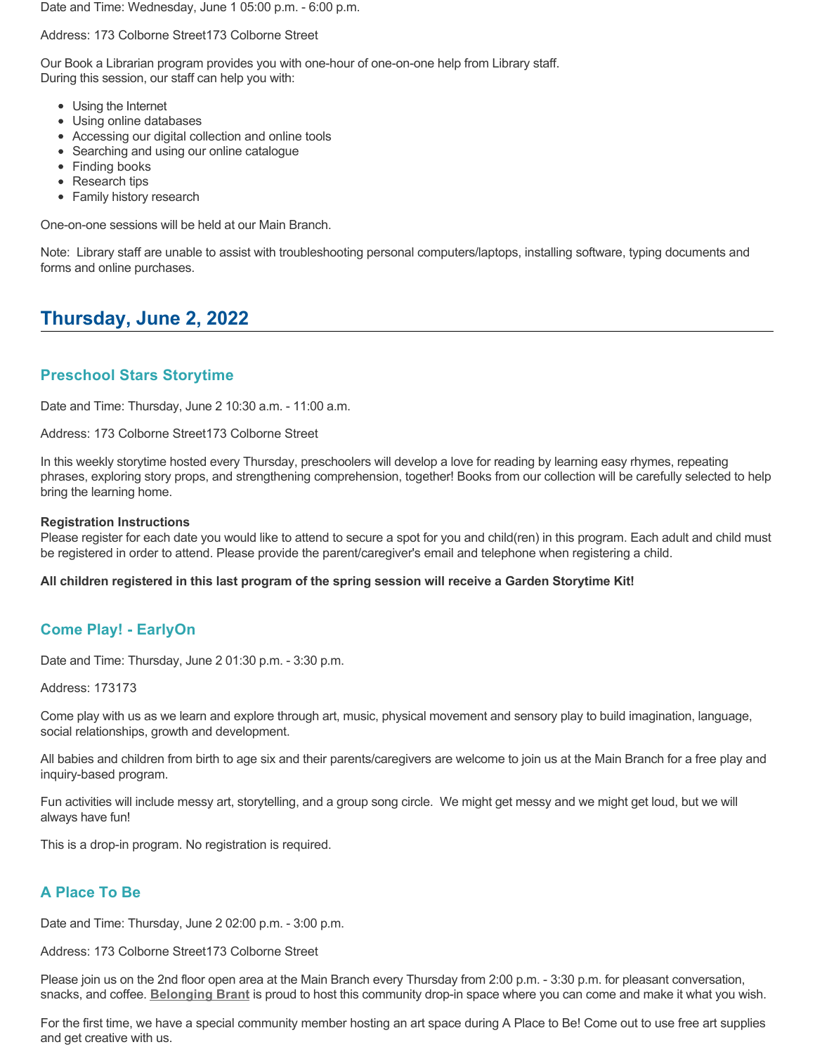Date and Time: Wednesday, June 1 05:00 p.m. - 6:00 p.m.

Address: 173 Colborne Street173 Colborne Street

Our Book a Librarian program provides you with one-hour of one-on-one help from Library staff.
During this session, our staff can help you with:

- Using the Internet
- Using online databases
- Accessing our digital collection and online tools
- Searching and using our online catalogue
- Finding books
- Research tips
- Family history research

One-on-one sessions will be held at our Main Branch.

Note: Library staff are unable to assist with troubleshooting personal computers/laptops, installing software, typing documents and forms and online purchases.

## Thursday, June 2, 2022

### Preschool Stars Storytime

Date and Time: Thursday, June 2 10:30 a.m. - 11:00 a.m.

Address: 173 Colborne Street173 Colborne Street

In this weekly storytime hosted every Thursday, preschoolers will develop a love for reading by learning easy rhymes, repeating phrases, exploring story props, and strengthening comprehension, together! Books from our collection will be carefully selected to help bring the learning home.

**Registration Instructions**
Please register for each date you would like to attend to secure a spot for you and child(ren) in this program. Each adult and child must be registered in order to attend. Please provide the parent/caregiver's email and telephone when registering a child.

**All children registered in this last program of the spring session will receive a Garden Storytime Kit!**

### Come Play! - EarlyOn

Date and Time: Thursday, June 2 01:30 p.m. - 3:30 p.m.

Address: 173173

Come play with us as we learn and explore through art, music, physical movement and sensory play to build imagination, language, social relationships, growth and development.

All babies and children from birth to age six and their parents/caregivers are welcome to join us at the Main Branch for a free play and inquiry-based program.

Fun activities will include messy art, storytelling, and a group song circle. We might get messy and we might get loud, but we will always have fun!

This is a drop-in program. No registration is required.

### A Place To Be

Date and Time: Thursday, June 2 02:00 p.m. - 3:00 p.m.

Address: 173 Colborne Street173 Colborne Street

Please join us on the 2nd floor open area at the Main Branch every Thursday from 2:00 p.m. - 3:30 p.m. for pleasant conversation, snacks, and coffee. **Belonging Brant** is proud to host this community drop-in space where you can come and make it what you wish.

For the first time, we have a special community member hosting an art space during A Place to Be! Come out to use free art supplies and get creative with us.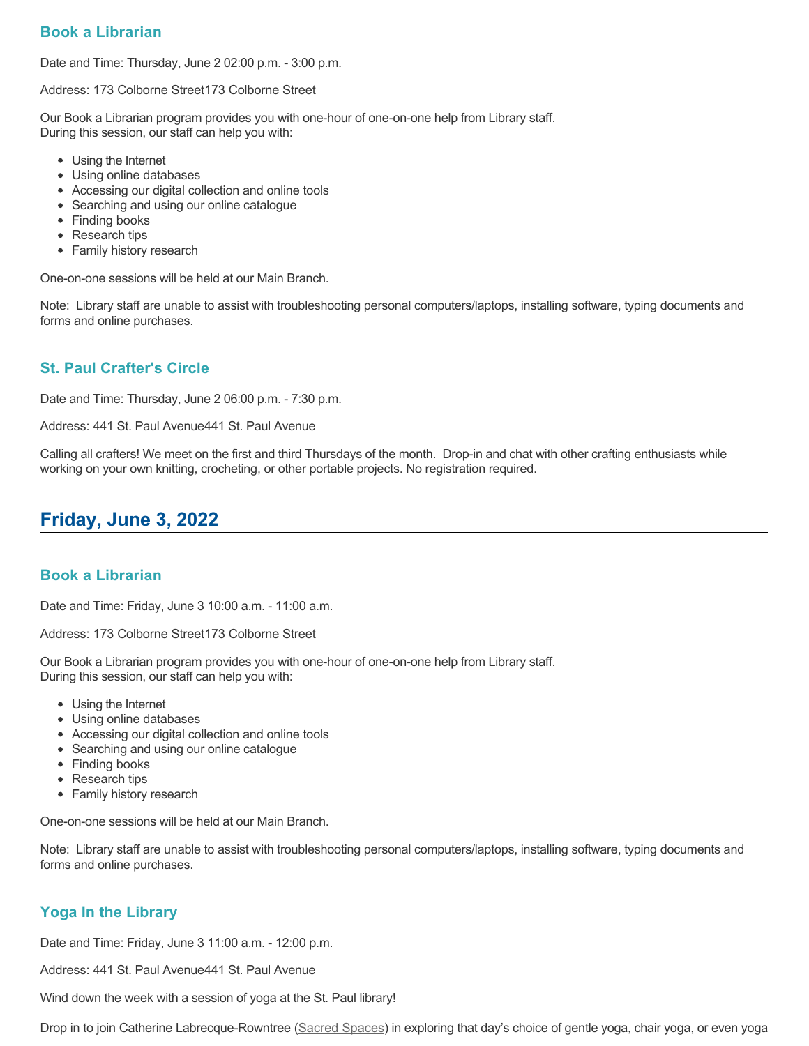### Book a Librarian

Date and Time: Thursday, June 2 02:00 p.m. - 3:00 p.m.

Address: 173 Colborne Street173 Colborne Street

Our Book a Librarian program provides you with one-hour of one-on-one help from Library staff.
During this session, our staff can help you with:

- Using the Internet
- Using online databases
- Accessing our digital collection and online tools
- Searching and using our online catalogue
- Finding books
- Research tips
- Family history research

One-on-one sessions will be held at our Main Branch.

Note: Library staff are unable to assist with troubleshooting personal computers/laptops, installing software, typing documents and forms and online purchases.

### St. Paul Crafter's Circle

Date and Time: Thursday, June 2 06:00 p.m. - 7:30 p.m.

Address: 441 St. Paul Avenue441 St. Paul Avenue

Calling all crafters! We meet on the first and third Thursdays of the month. Drop-in and chat with other crafting enthusiasts while working on your own knitting, crocheting, or other portable projects. No registration required.

## Friday, June 3, 2022

### Book a Librarian

Date and Time: Friday, June 3 10:00 a.m. - 11:00 a.m.

Address: 173 Colborne Street173 Colborne Street

Our Book a Librarian program provides you with one-hour of one-on-one help from Library staff.
During this session, our staff can help you with:

- Using the Internet
- Using online databases
- Accessing our digital collection and online tools
- Searching and using our online catalogue
- Finding books
- Research tips
- Family history research

One-on-one sessions will be held at our Main Branch.

Note: Library staff are unable to assist with troubleshooting personal computers/laptops, installing software, typing documents and forms and online purchases.

### Yoga In the Library

Date and Time: Friday, June 3 11:00 a.m. - 12:00 p.m.

Address: 441 St. Paul Avenue441 St. Paul Avenue

Wind down the week with a session of yoga at the St. Paul library!

Drop in to join Catherine Labrecque-Rowntree (Sacred Spaces) in exploring that day's choice of gentle yoga, chair yoga, or even yoga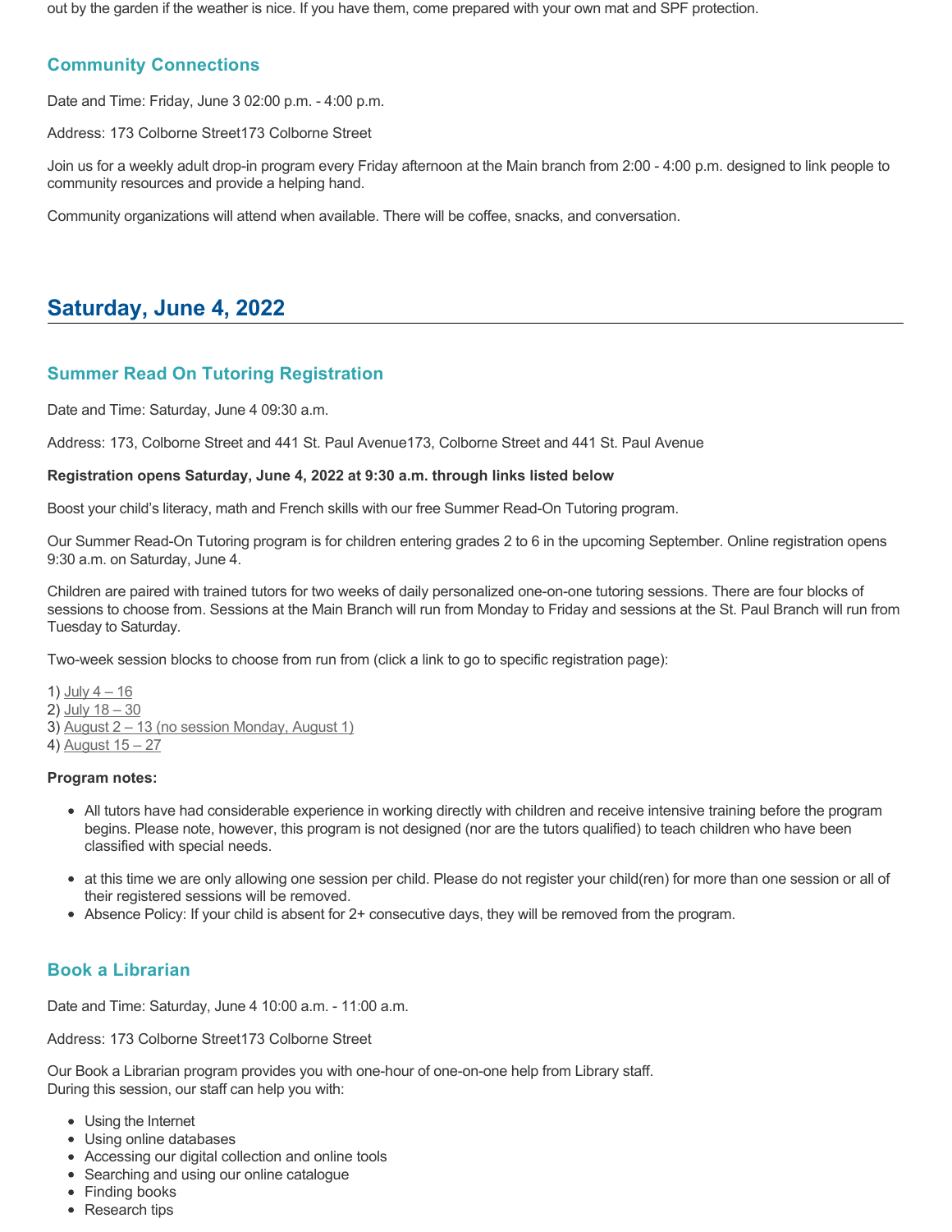out by the garden if the weather is nice. If you have them, come prepared with your own mat and SPF protection.

### Community Connections

Date and Time: Friday, June 3 02:00 p.m. - 4:00 p.m.

Address: 173 Colborne Street173 Colborne Street

Join us for a weekly adult drop-in program every Friday afternoon at the Main branch from 2:00 - 4:00 p.m. designed to link people to community resources and provide a helping hand.

Community organizations will attend when available. There will be coffee, snacks, and conversation.

## Saturday, June 4, 2022

### Summer Read On Tutoring Registration

Date and Time: Saturday, June 4 09:30 a.m.

Address: 173, Colborne Street and 441 St. Paul Avenue173, Colborne Street and 441 St. Paul Avenue

**Registration opens Saturday, June 4, 2022 at 9:30 a.m. through links listed below**

Boost your child's literacy, math and French skills with our free Summer Read-On Tutoring program.

Our Summer Read-On Tutoring program is for children entering grades 2 to 6 in the upcoming September. Online registration opens 9:30 a.m. on Saturday, June 4.

Children are paired with trained tutors for two weeks of daily personalized one-on-one tutoring sessions. There are four blocks of sessions to choose from. Sessions at the Main Branch will run from Monday to Friday and sessions at the St. Paul Branch will run from Tuesday to Saturday.

Two-week session blocks to choose from run from (click a link to go to specific registration page):

1) July 4 – 16
2) July 18 – 30
3) August 2 – 13 (no session Monday, August 1)
4) August 15 – 27

**Program notes:**

- All tutors have had considerable experience in working directly with children and receive intensive training before the program begins. Please note, however, this program is not designed (nor are the tutors qualified) to teach children who have been classified with special needs.
- at this time we are only allowing one session per child. Please do not register your child(ren) for more than one session or all of their registered sessions will be removed.
- Absence Policy: If your child is absent for 2+ consecutive days, they will be removed from the program.

### Book a Librarian

Date and Time: Saturday, June 4 10:00 a.m. - 11:00 a.m.

Address: 173 Colborne Street173 Colborne Street

Our Book a Librarian program provides you with one-hour of one-on-one help from Library staff.
During this session, our staff can help you with:

- Using the Internet
- Using online databases
- Accessing our digital collection and online tools
- Searching and using our online catalogue
- Finding books
- Research tips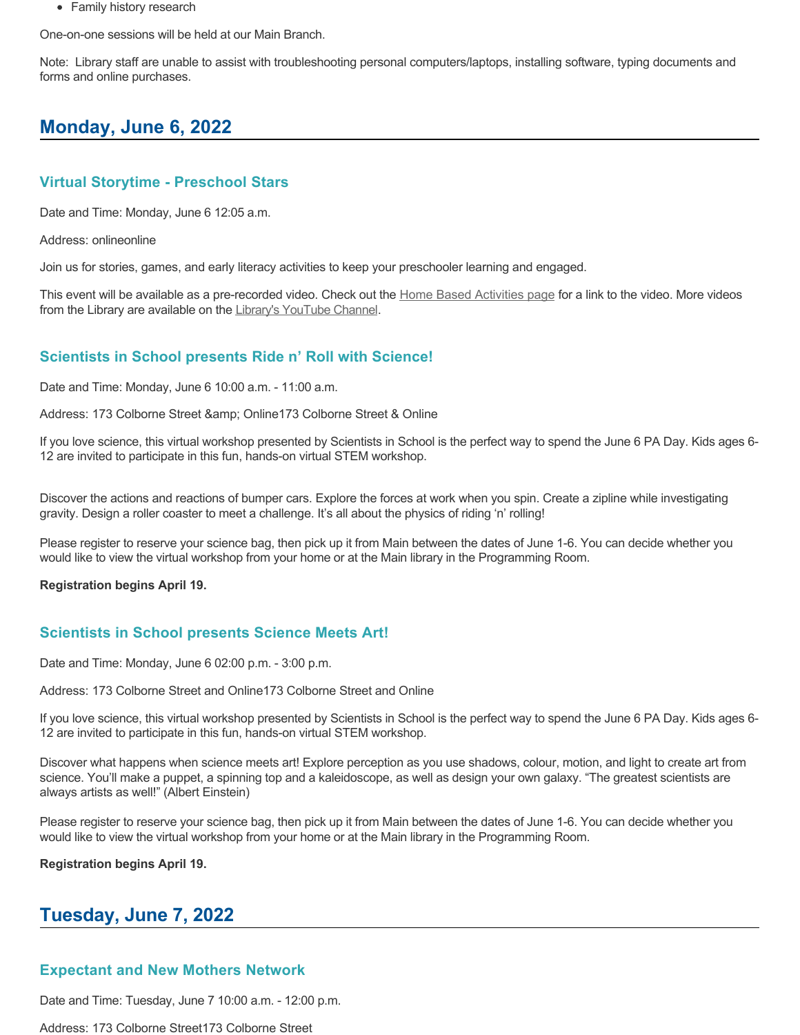- Family history research

One-on-one sessions will be held at our Main Branch.

Note: Library staff are unable to assist with troubleshooting personal computers/laptops, installing software, typing documents and forms and online purchases.

## Monday, June 6, 2022

### Virtual Storytime - Preschool Stars

Date and Time: Monday, June 6 12:05 a.m.

Address: onlineonline

Join us for stories, games, and early literacy activities to keep your preschooler learning and engaged.

This event will be available as a pre-recorded video. Check out the Home Based Activities page for a link to the video. More videos from the Library are available on the Library's YouTube Channel.

### Scientists in School presents Ride n' Roll with Science!

Date and Time: Monday, June 6 10:00 a.m. - 11:00 a.m.

Address: 173 Colborne Street &amp; Online173 Colborne Street & Online

If you love science, this virtual workshop presented by Scientists in School is the perfect way to spend the June 6 PA Day. Kids ages 6-12 are invited to participate in this fun, hands-on virtual STEM workshop.

Discover the actions and reactions of bumper cars. Explore the forces at work when you spin. Create a zipline while investigating gravity. Design a roller coaster to meet a challenge. It's all about the physics of riding 'n' rolling!

Please register to reserve your science bag, then pick up it from Main between the dates of June 1-6. You can decide whether you would like to view the virtual workshop from your home or at the Main library in the Programming Room.

**Registration begins April 19.**

### Scientists in School presents Science Meets Art!

Date and Time: Monday, June 6 02:00 p.m. - 3:00 p.m.

Address: 173 Colborne Street and Online173 Colborne Street and Online

If you love science, this virtual workshop presented by Scientists in School is the perfect way to spend the June 6 PA Day. Kids ages 6-12 are invited to participate in this fun, hands-on virtual STEM workshop.

Discover what happens when science meets art! Explore perception as you use shadows, colour, motion, and light to create art from science. You'll make a puppet, a spinning top and a kaleidoscope, as well as design your own galaxy. "The greatest scientists are always artists as well!" (Albert Einstein)

Please register to reserve your science bag, then pick up it from Main between the dates of June 1-6. You can decide whether you would like to view the virtual workshop from your home or at the Main library in the Programming Room.

**Registration begins April 19.**

## Tuesday, June 7, 2022

### Expectant and New Mothers Network

Date and Time: Tuesday, June 7 10:00 a.m. - 12:00 p.m.

Address: 173 Colborne Street173 Colborne Street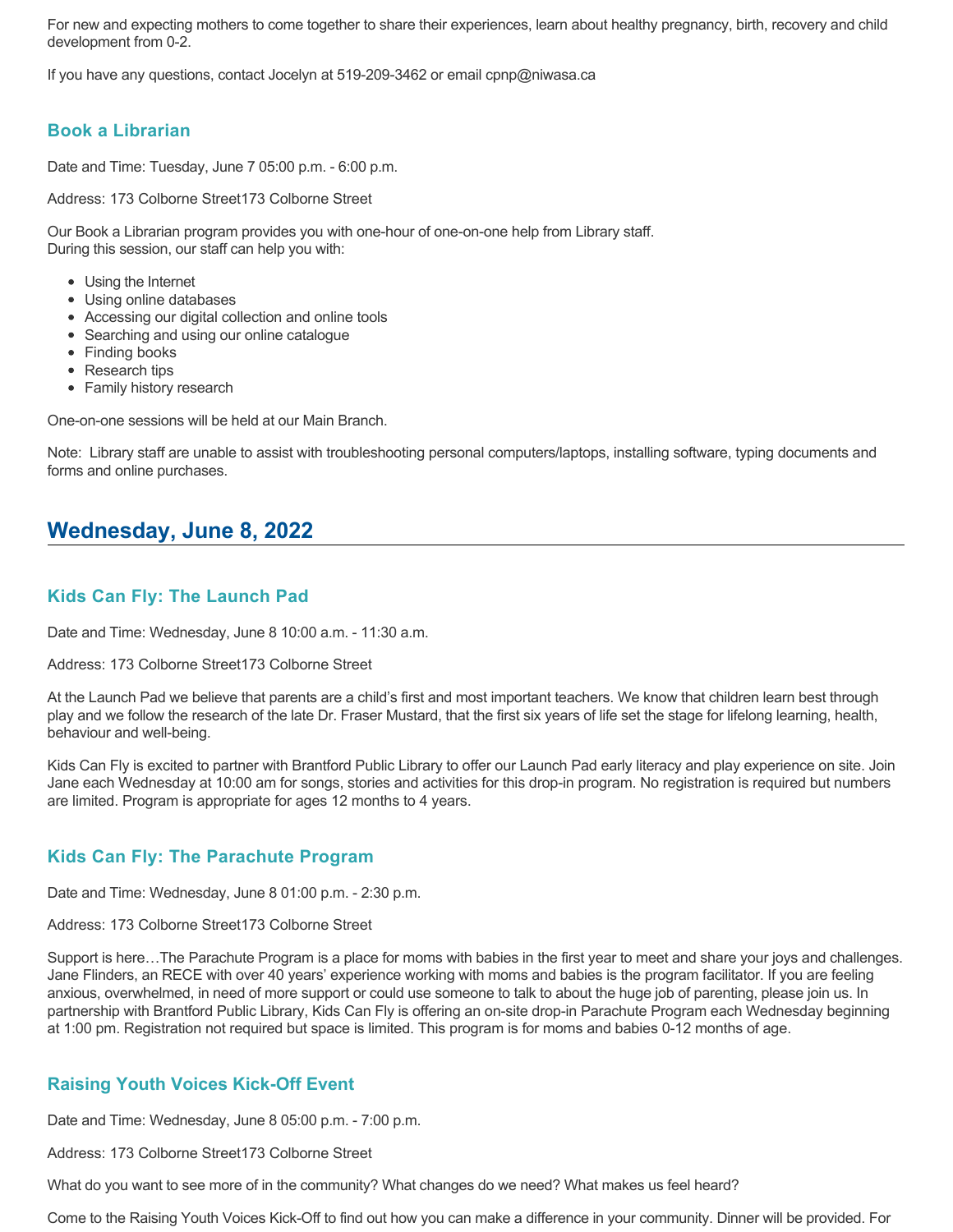For new and expecting mothers to come together to share their experiences, learn about healthy pregnancy, birth, recovery and child development from 0-2.

If you have any questions, contact Jocelyn at 519-209-3462 or email cpnp@niwasa.ca

### Book a Librarian

Date and Time: Tuesday, June 7 05:00 p.m. - 6:00 p.m.

Address: 173 Colborne Street173 Colborne Street

Our Book a Librarian program provides you with one-hour of one-on-one help from Library staff.
During this session, our staff can help you with:

- Using the Internet
- Using online databases
- Accessing our digital collection and online tools
- Searching and using our online catalogue
- Finding books
- Research tips
- Family history research

One-on-one sessions will be held at our Main Branch.

Note: Library staff are unable to assist with troubleshooting personal computers/laptops, installing software, typing documents and forms and online purchases.

## Wednesday, June 8, 2022

### Kids Can Fly: The Launch Pad

Date and Time: Wednesday, June 8 10:00 a.m. - 11:30 a.m.

Address: 173 Colborne Street173 Colborne Street

At the Launch Pad we believe that parents are a child's first and most important teachers. We know that children learn best through play and we follow the research of the late Dr. Fraser Mustard, that the first six years of life set the stage for lifelong learning, health, behaviour and well-being.

Kids Can Fly is excited to partner with Brantford Public Library to offer our Launch Pad early literacy and play experience on site. Join Jane each Wednesday at 10:00 am for songs, stories and activities for this drop-in program. No registration is required but numbers are limited. Program is appropriate for ages 12 months to 4 years.

### Kids Can Fly: The Parachute Program

Date and Time: Wednesday, June 8 01:00 p.m. - 2:30 p.m.

Address: 173 Colborne Street173 Colborne Street

Support is here…The Parachute Program is a place for moms with babies in the first year to meet and share your joys and challenges. Jane Flinders, an RECE with over 40 years' experience working with moms and babies is the program facilitator. If you are feeling anxious, overwhelmed, in need of more support or could use someone to talk to about the huge job of parenting, please join us. In partnership with Brantford Public Library, Kids Can Fly is offering an on-site drop-in Parachute Program each Wednesday beginning at 1:00 pm. Registration not required but space is limited. This program is for moms and babies 0-12 months of age.

### Raising Youth Voices Kick-Off Event

Date and Time: Wednesday, June 8 05:00 p.m. - 7:00 p.m.

Address: 173 Colborne Street173 Colborne Street

What do you want to see more of in the community? What changes do we need? What makes us feel heard?

Come to the Raising Youth Voices Kick-Off to find out how you can make a difference in your community. Dinner will be provided. For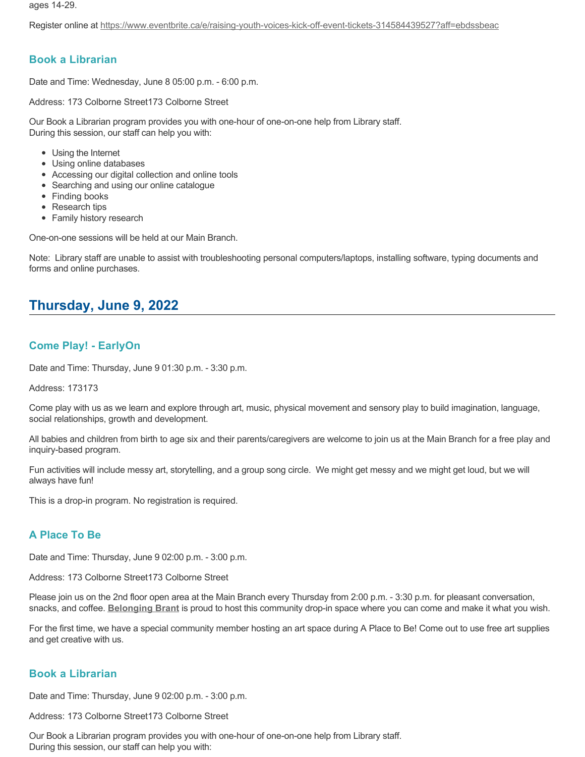ages 14-29.

Register online at https://www.eventbrite.ca/e/raising-youth-voices-kick-off-event-tickets-314584439527?aff=ebdssbeac

### Book a Librarian

Date and Time: Wednesday, June 8 05:00 p.m. - 6:00 p.m.

Address: 173 Colborne Street173 Colborne Street

Our Book a Librarian program provides you with one-hour of one-on-one help from Library staff.
During this session, our staff can help you with:

- Using the Internet
- Using online databases
- Accessing our digital collection and online tools
- Searching and using our online catalogue
- Finding books
- Research tips
- Family history research

One-on-one sessions will be held at our Main Branch.

Note: Library staff are unable to assist with troubleshooting personal computers/laptops, installing software, typing documents and forms and online purchases.

## Thursday, June 9, 2022

### Come Play! - EarlyOn

Date and Time: Thursday, June 9 01:30 p.m. - 3:30 p.m.

Address: 173173

Come play with us as we learn and explore through art, music, physical movement and sensory play to build imagination, language, social relationships, growth and development.

All babies and children from birth to age six and their parents/caregivers are welcome to join us at the Main Branch for a free play and inquiry-based program.

Fun activities will include messy art, storytelling, and a group song circle. We might get messy and we might get loud, but we will always have fun!

This is a drop-in program. No registration is required.

### A Place To Be

Date and Time: Thursday, June 9 02:00 p.m. - 3:00 p.m.

Address: 173 Colborne Street173 Colborne Street

Please join us on the 2nd floor open area at the Main Branch every Thursday from 2:00 p.m. - 3:30 p.m. for pleasant conversation, snacks, and coffee. **Belonging Brant** is proud to host this community drop-in space where you can come and make it what you wish.

For the first time, we have a special community member hosting an art space during A Place to Be! Come out to use free art supplies and get creative with us.

### Book a Librarian

Date and Time: Thursday, June 9 02:00 p.m. - 3:00 p.m.

Address: 173 Colborne Street173 Colborne Street

Our Book a Librarian program provides you with one-hour of one-on-one help from Library staff.
During this session, our staff can help you with: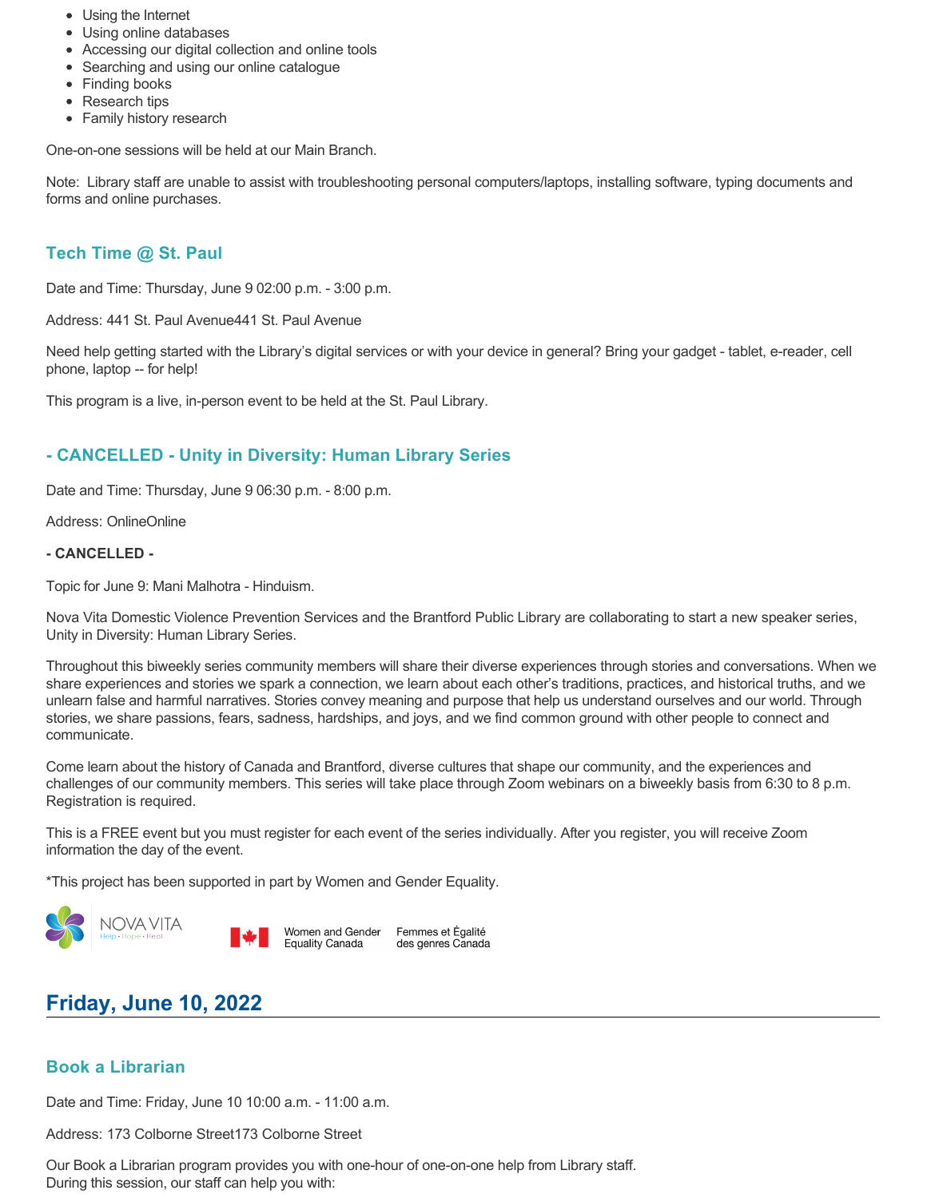- Using the Internet
- Using online databases
- Accessing our digital collection and online tools
- Searching and using our online catalogue
- Finding books
- Research tips
- Family history research

One-on-one sessions will be held at our Main Branch.

Note: Library staff are unable to assist with troubleshooting personal computers/laptops, installing software, typing documents and forms and online purchases.

### Tech Time @ St. Paul

Date and Time: Thursday, June 9 02:00 p.m. - 3:00 p.m.

Address: 441 St. Paul Avenue441 St. Paul Avenue

Need help getting started with the Library's digital services or with your device in general? Bring your gadget - tablet, e-reader, cell phone, laptop -- for help!

This program is a live, in-person event to be held at the St. Paul Library.

### - CANCELLED - Unity in Diversity: Human Library Series

Date and Time: Thursday, June 9 06:30 p.m. - 8:00 p.m.

Address: OnlineOnline

**- CANCELLED -**

Topic for June 9: Mani Malhotra - Hinduism.

Nova Vita Domestic Violence Prevention Services and the Brantford Public Library are collaborating to start a new speaker series, Unity in Diversity: Human Library Series.

Throughout this biweekly series community members will share their diverse experiences through stories and conversations. When we share experiences and stories we spark a connection, we learn about each other's traditions, practices, and historical truths, and we unlearn false and harmful narratives. Stories convey meaning and purpose that help us understand ourselves and our world. Through stories, we share passions, fears, sadness, hardships, and joys, and we find common ground with other people to connect and communicate.

Come learn about the history of Canada and Brantford, diverse cultures that shape our community, and the experiences and challenges of our community members. This series will take place through Zoom webinars on a biweekly basis from 6:30 to 8 p.m. Registration is required.

This is a FREE event but you must register for each event of the series individually. After you register, you will receive Zoom information the day of the event.

*This project has been supported in part by Women and Gender Equality.

NOVA VITA Help · Hope · Heal

Women and Gender Equality Canada | Femmes et Égalité des genres Canada

## Friday, June 10, 2022

### Book a Librarian

Date and Time: Friday, June 10 10:00 a.m. - 11:00 a.m.

Address: 173 Colborne Street173 Colborne Street

Our Book a Librarian program provides you with one-hour of one-on-one help from Library staff.
During this session, our staff can help you with: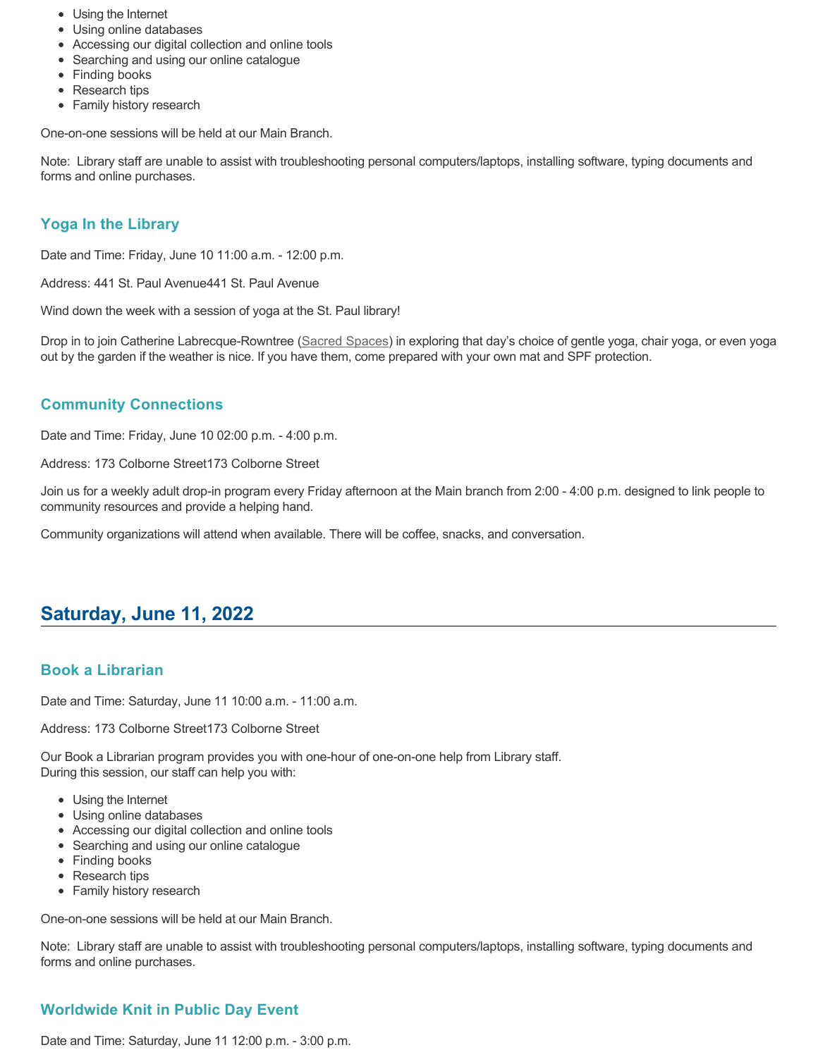- Using the Internet
- Using online databases
- Accessing our digital collection and online tools
- Searching and using our online catalogue
- Finding books
- Research tips
- Family history research

One-on-one sessions will be held at our Main Branch.

Note: Library staff are unable to assist with troubleshooting personal computers/laptops, installing software, typing documents and forms and online purchases.

### Yoga In the Library

Date and Time: Friday, June 10 11:00 a.m. - 12:00 p.m.

Address: 441 St. Paul Avenue441 St. Paul Avenue

Wind down the week with a session of yoga at the St. Paul library!

Drop in to join Catherine Labrecque-Rowntree (Sacred Spaces) in exploring that day's choice of gentle yoga, chair yoga, or even yoga out by the garden if the weather is nice. If you have them, come prepared with your own mat and SPF protection.

### Community Connections

Date and Time: Friday, June 10 02:00 p.m. - 4:00 p.m.

Address: 173 Colborne Street173 Colborne Street

Join us for a weekly adult drop-in program every Friday afternoon at the Main branch from 2:00 - 4:00 p.m. designed to link people to community resources and provide a helping hand.

Community organizations will attend when available. There will be coffee, snacks, and conversation.

## Saturday, June 11, 2022

### Book a Librarian

Date and Time: Saturday, June 11 10:00 a.m. - 11:00 a.m.

Address: 173 Colborne Street173 Colborne Street

Our Book a Librarian program provides you with one-hour of one-on-one help from Library staff.
During this session, our staff can help you with:

- Using the Internet
- Using online databases
- Accessing our digital collection and online tools
- Searching and using our online catalogue
- Finding books
- Research tips
- Family history research

One-on-one sessions will be held at our Main Branch.

Note: Library staff are unable to assist with troubleshooting personal computers/laptops, installing software, typing documents and forms and online purchases.

### Worldwide Knit in Public Day Event

Date and Time: Saturday, June 11 12:00 p.m. - 3:00 p.m.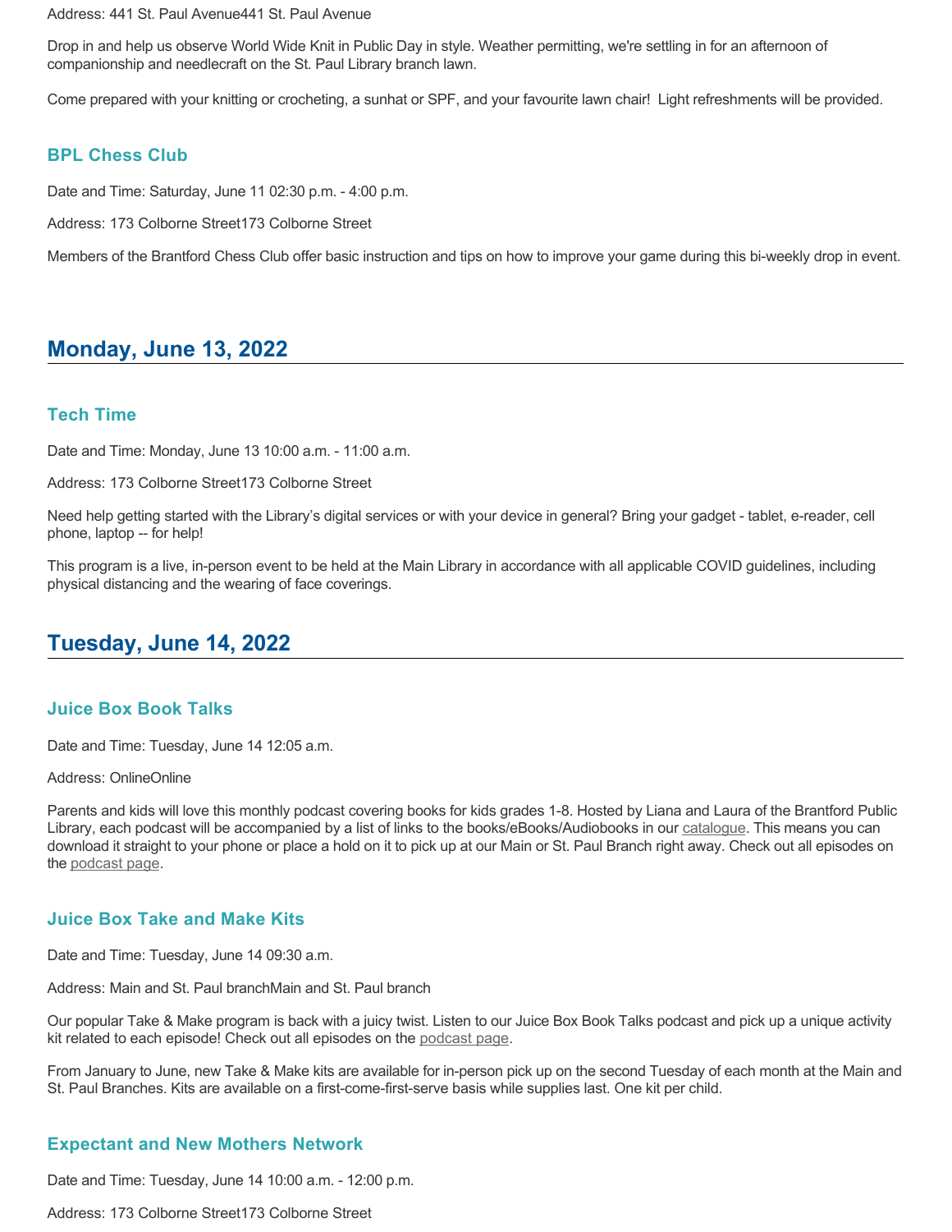Address: 441 St. Paul Avenue441 St. Paul Avenue

Drop in and help us observe World Wide Knit in Public Day in style. Weather permitting, we're settling in for an afternoon of companionship and needlecraft on the St. Paul Library branch lawn.

Come prepared with your knitting or crocheting, a sunhat or SPF, and your favourite lawn chair!  Light refreshments will be provided.

### BPL Chess Club

Date and Time: Saturday, June 11 02:30 p.m. - 4:00 p.m.

Address: 173 Colborne Street173 Colborne Street

Members of the Brantford Chess Club offer basic instruction and tips on how to improve your game during this bi-weekly drop in event.

## Monday, June 13, 2022

### Tech Time

Date and Time: Monday, June 13 10:00 a.m. - 11:00 a.m.

Address: 173 Colborne Street173 Colborne Street

Need help getting started with the Library's digital services or with your device in general? Bring your gadget - tablet, e-reader, cell phone, laptop -- for help!

This program is a live, in-person event to be held at the Main Library in accordance with all applicable COVID guidelines, including physical distancing and the wearing of face coverings.

## Tuesday, June 14, 2022

### Juice Box Book Talks

Date and Time: Tuesday, June 14 12:05 a.m.

Address: OnlineOnline

Parents and kids will love this monthly podcast covering books for kids grades 1-8. Hosted by Liana and Laura of the Brantford Public Library, each podcast will be accompanied by a list of links to the books/eBooks/Audiobooks in our catalogue. This means you can download it straight to your phone or place a hold on it to pick up at our Main or St. Paul Branch right away. Check out all episodes on the podcast page.

### Juice Box Take and Make Kits

Date and Time: Tuesday, June 14 09:30 a.m.

Address: Main and St. Paul branchMain and St. Paul branch

Our popular Take & Make program is back with a juicy twist. Listen to our Juice Box Book Talks podcast and pick up a unique activity kit related to each episode! Check out all episodes on the podcast page.

From January to June, new Take & Make kits are available for in-person pick up on the second Tuesday of each month at the Main and St. Paul Branches. Kits are available on a first-come-first-serve basis while supplies last. One kit per child.

### Expectant and New Mothers Network

Date and Time: Tuesday, June 14 10:00 a.m. - 12:00 p.m.

Address: 173 Colborne Street173 Colborne Street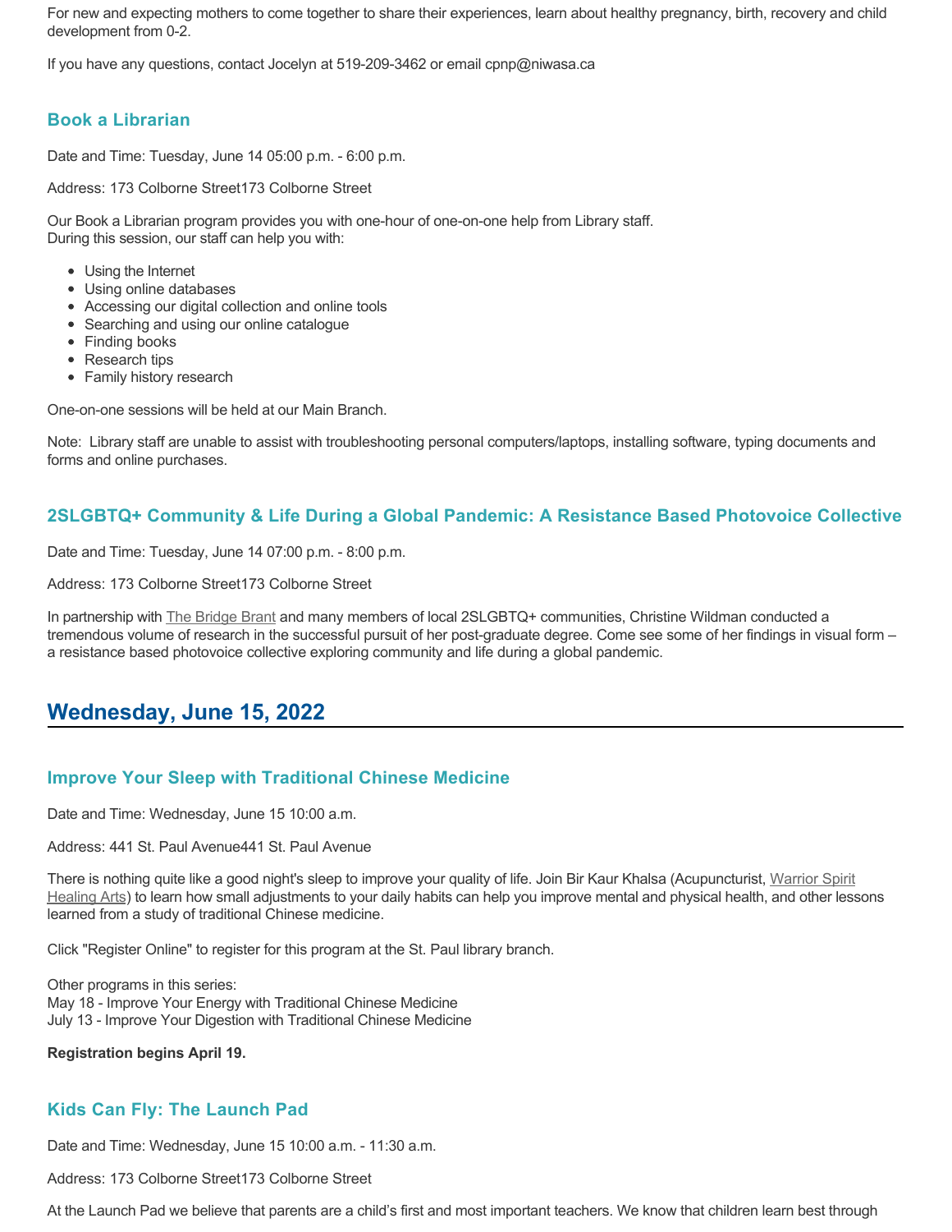For new and expecting mothers to come together to share their experiences, learn about healthy pregnancy, birth, recovery and child development from 0-2.

If you have any questions, contact Jocelyn at 519-209-3462 or email cpnp@niwasa.ca

### Book a Librarian

Date and Time: Tuesday, June 14 05:00 p.m. - 6:00 p.m.

Address: 173 Colborne Street173 Colborne Street

Our Book a Librarian program provides you with one-hour of one-on-one help from Library staff.
During this session, our staff can help you with:

- Using the Internet
- Using online databases
- Accessing our digital collection and online tools
- Searching and using our online catalogue
- Finding books
- Research tips
- Family history research

One-on-one sessions will be held at our Main Branch.

Note: Library staff are unable to assist with troubleshooting personal computers/laptops, installing software, typing documents and forms and online purchases.

### 2SLGBTQ+ Community & Life During a Global Pandemic: A Resistance Based Photovoice Collective

Date and Time: Tuesday, June 14 07:00 p.m. - 8:00 p.m.

Address: 173 Colborne Street173 Colborne Street

In partnership with The Bridge Brant and many members of local 2SLGBTQ+ communities, Christine Wildman conducted a tremendous volume of research in the successful pursuit of her post-graduate degree. Come see some of her findings in visual form – a resistance based photovoice collective exploring community and life during a global pandemic.

## Wednesday, June 15, 2022

### Improve Your Sleep with Traditional Chinese Medicine

Date and Time: Wednesday, June 15 10:00 a.m.

Address: 441 St. Paul Avenue441 St. Paul Avenue

There is nothing quite like a good night's sleep to improve your quality of life. Join Bir Kaur Khalsa (Acupuncturist, Warrior Spirit Healing Arts) to learn how small adjustments to your daily habits can help you improve mental and physical health, and other lessons learned from a study of traditional Chinese medicine.

Click "Register Online" to register for this program at the St. Paul library branch.

Other programs in this series:
May 18 - Improve Your Energy with Traditional Chinese Medicine
July 13 - Improve Your Digestion with Traditional Chinese Medicine

**Registration begins April 19.**

### Kids Can Fly: The Launch Pad

Date and Time: Wednesday, June 15 10:00 a.m. - 11:30 a.m.

Address: 173 Colborne Street173 Colborne Street

At the Launch Pad we believe that parents are a child's first and most important teachers. We know that children learn best through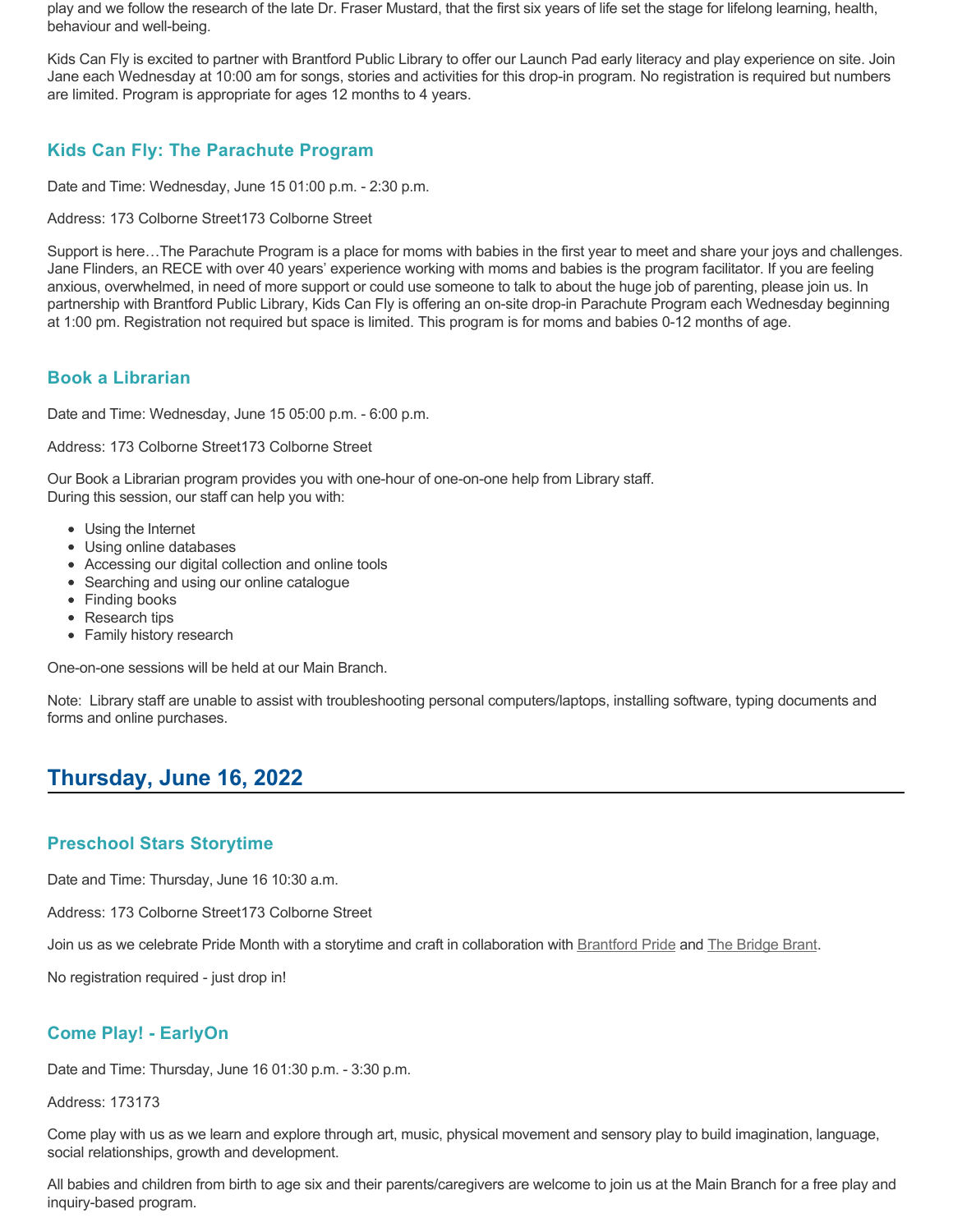play and we follow the research of the late Dr. Fraser Mustard, that the first six years of life set the stage for lifelong learning, health, behaviour and well-being.

Kids Can Fly is excited to partner with Brantford Public Library to offer our Launch Pad early literacy and play experience on site. Join Jane each Wednesday at 10:00 am for songs, stories and activities for this drop-in program. No registration is required but numbers are limited. Program is appropriate for ages 12 months to 4 years.

### Kids Can Fly: The Parachute Program

Date and Time: Wednesday, June 15 01:00 p.m. - 2:30 p.m.

Address: 173 Colborne Street173 Colborne Street

Support is here…The Parachute Program is a place for moms with babies in the first year to meet and share your joys and challenges. Jane Flinders, an RECE with over 40 years' experience working with moms and babies is the program facilitator. If you are feeling anxious, overwhelmed, in need of more support or could use someone to talk to about the huge job of parenting, please join us. In partnership with Brantford Public Library, Kids Can Fly is offering an on-site drop-in Parachute Program each Wednesday beginning at 1:00 pm. Registration not required but space is limited. This program is for moms and babies 0-12 months of age.

### Book a Librarian

Date and Time: Wednesday, June 15 05:00 p.m. - 6:00 p.m.

Address: 173 Colborne Street173 Colborne Street

Our Book a Librarian program provides you with one-hour of one-on-one help from Library staff.
During this session, our staff can help you with:

- Using the Internet
- Using online databases
- Accessing our digital collection and online tools
- Searching and using our online catalogue
- Finding books
- Research tips
- Family history research

One-on-one sessions will be held at our Main Branch.

Note: Library staff are unable to assist with troubleshooting personal computers/laptops, installing software, typing documents and forms and online purchases.

## Thursday, June 16, 2022

### Preschool Stars Storytime

Date and Time: Thursday, June 16 10:30 a.m.

Address: 173 Colborne Street173 Colborne Street

Join us as we celebrate Pride Month with a storytime and craft in collaboration with Brantford Pride and The Bridge Brant.

No registration required - just drop in!

### Come Play! - EarlyOn

Date and Time: Thursday, June 16 01:30 p.m. - 3:30 p.m.

Address: 173173

Come play with us as we learn and explore through art, music, physical movement and sensory play to build imagination, language, social relationships, growth and development.

All babies and children from birth to age six and their parents/caregivers are welcome to join us at the Main Branch for a free play and inquiry-based program.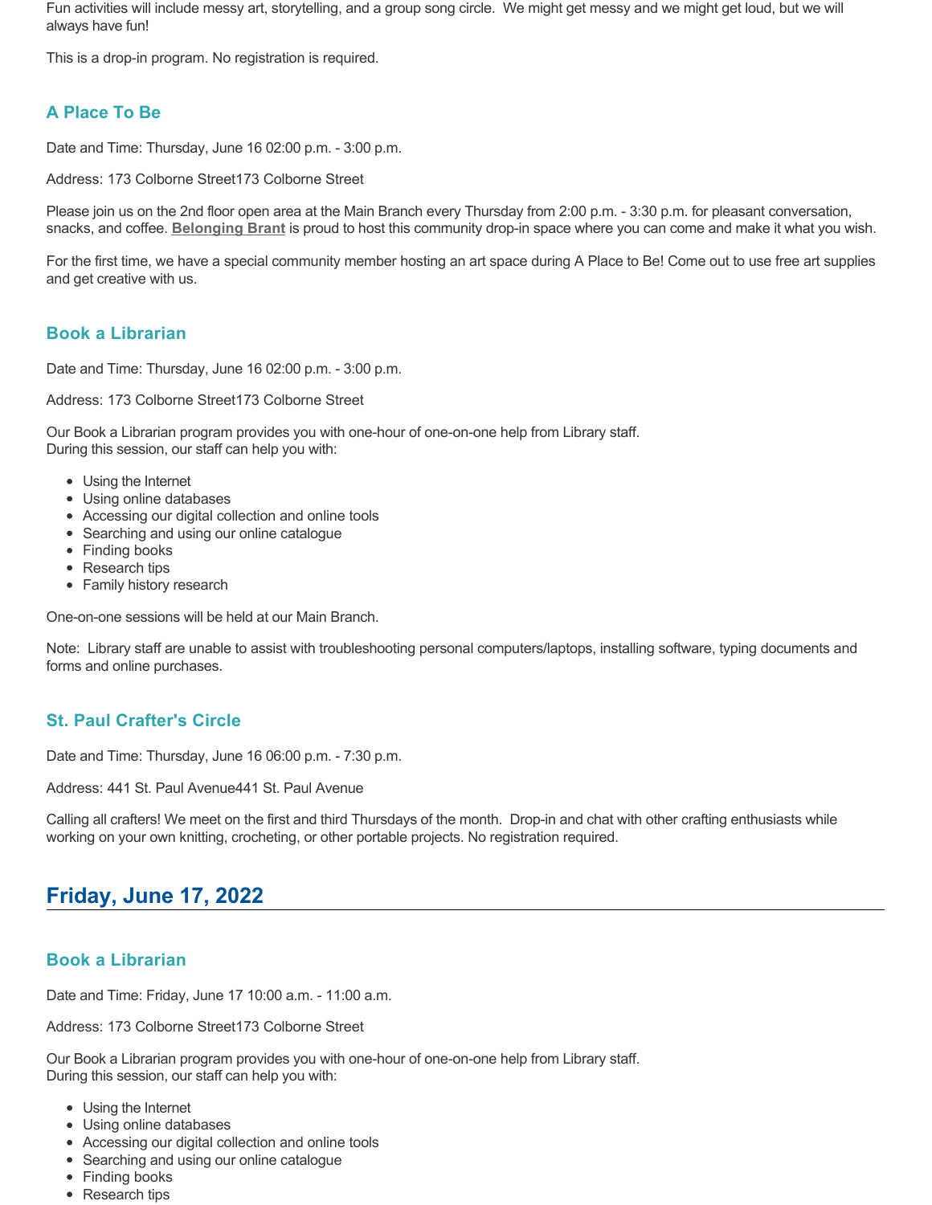Fun activities will include messy art, storytelling, and a group song circle. We might get messy and we might get loud, but we will always have fun!

This is a drop-in program. No registration is required.

### A Place To Be

Date and Time: Thursday, June 16 02:00 p.m. - 3:00 p.m.

Address: 173 Colborne Street173 Colborne Street

Please join us on the 2nd floor open area at the Main Branch every Thursday from 2:00 p.m. - 3:30 p.m. for pleasant conversation, snacks, and coffee. **Belonging Brant** is proud to host this community drop-in space where you can come and make it what you wish.

For the first time, we have a special community member hosting an art space during A Place to Be! Come out to use free art supplies and get creative with us.

### Book a Librarian

Date and Time: Thursday, June 16 02:00 p.m. - 3:00 p.m.

Address: 173 Colborne Street173 Colborne Street

Our Book a Librarian program provides you with one-hour of one-on-one help from Library staff.
During this session, our staff can help you with:

- Using the Internet
- Using online databases
- Accessing our digital collection and online tools
- Searching and using our online catalogue
- Finding books
- Research tips
- Family history research

One-on-one sessions will be held at our Main Branch.

Note: Library staff are unable to assist with troubleshooting personal computers/laptops, installing software, typing documents and forms and online purchases.

### St. Paul Crafter's Circle

Date and Time: Thursday, June 16 06:00 p.m. - 7:30 p.m.

Address: 441 St. Paul Avenue441 St. Paul Avenue

Calling all crafters! We meet on the first and third Thursdays of the month. Drop-in and chat with other crafting enthusiasts while working on your own knitting, crocheting, or other portable projects. No registration required.

## Friday, June 17, 2022

### Book a Librarian

Date and Time: Friday, June 17 10:00 a.m. - 11:00 a.m.

Address: 173 Colborne Street173 Colborne Street

Our Book a Librarian program provides you with one-hour of one-on-one help from Library staff.
During this session, our staff can help you with:

- Using the Internet
- Using online databases
- Accessing our digital collection and online tools
- Searching and using our online catalogue
- Finding books
- Research tips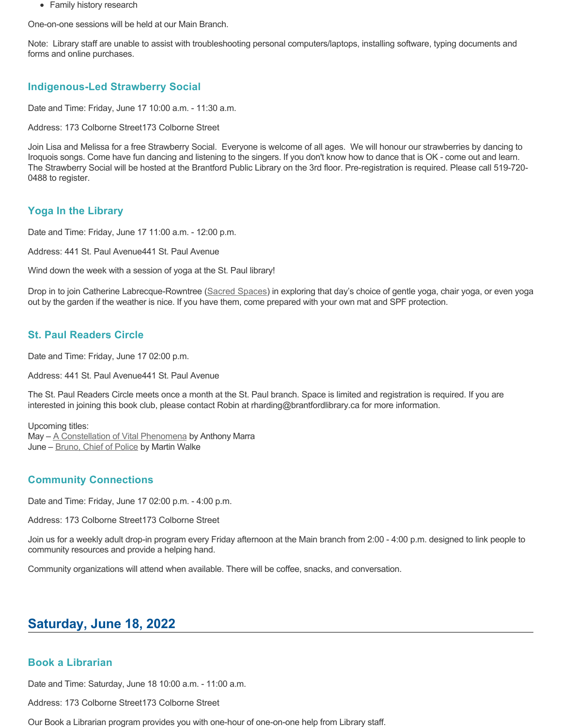- Family history research

One-on-one sessions will be held at our Main Branch.

Note: Library staff are unable to assist with troubleshooting personal computers/laptops, installing software, typing documents and forms and online purchases.

### Indigenous-Led Strawberry Social

Date and Time: Friday, June 17 10:00 a.m. - 11:30 a.m.

Address: 173 Colborne Street173 Colborne Street

Join Lisa and Melissa for a free Strawberry Social. Everyone is welcome of all ages. We will honour our strawberries by dancing to Iroquois songs. Come have fun dancing and listening to the singers. If you don't know how to dance that is OK - come out and learn. The Strawberry Social will be hosted at the Brantford Public Library on the 3rd floor. Pre-registration is required. Please call 519-720-0488 to register.

### Yoga In the Library

Date and Time: Friday, June 17 11:00 a.m. - 12:00 p.m.

Address: 441 St. Paul Avenue441 St. Paul Avenue

Wind down the week with a session of yoga at the St. Paul library!

Drop in to join Catherine Labrecque-Rowntree (Sacred Spaces) in exploring that day's choice of gentle yoga, chair yoga, or even yoga out by the garden if the weather is nice. If you have them, come prepared with your own mat and SPF protection.

### St. Paul Readers Circle

Date and Time: Friday, June 17 02:00 p.m.

Address: 441 St. Paul Avenue441 St. Paul Avenue

The St. Paul Readers Circle meets once a month at the St. Paul branch. Space is limited and registration is required. If you are interested in joining this book club, please contact Robin at rharding@brantfordlibrary.ca for more information.

Upcoming titles:
May – A Constellation of Vital Phenomena by Anthony Marra
June – Bruno, Chief of Police by Martin Walke

### Community Connections

Date and Time: Friday, June 17 02:00 p.m. - 4:00 p.m.

Address: 173 Colborne Street173 Colborne Street

Join us for a weekly adult drop-in program every Friday afternoon at the Main branch from 2:00 - 4:00 p.m. designed to link people to community resources and provide a helping hand.

Community organizations will attend when available. There will be coffee, snacks, and conversation.

## Saturday, June 18, 2022

### Book a Librarian

Date and Time: Saturday, June 18 10:00 a.m. - 11:00 a.m.

Address: 173 Colborne Street173 Colborne Street

Our Book a Librarian program provides you with one-hour of one-on-one help from Library staff.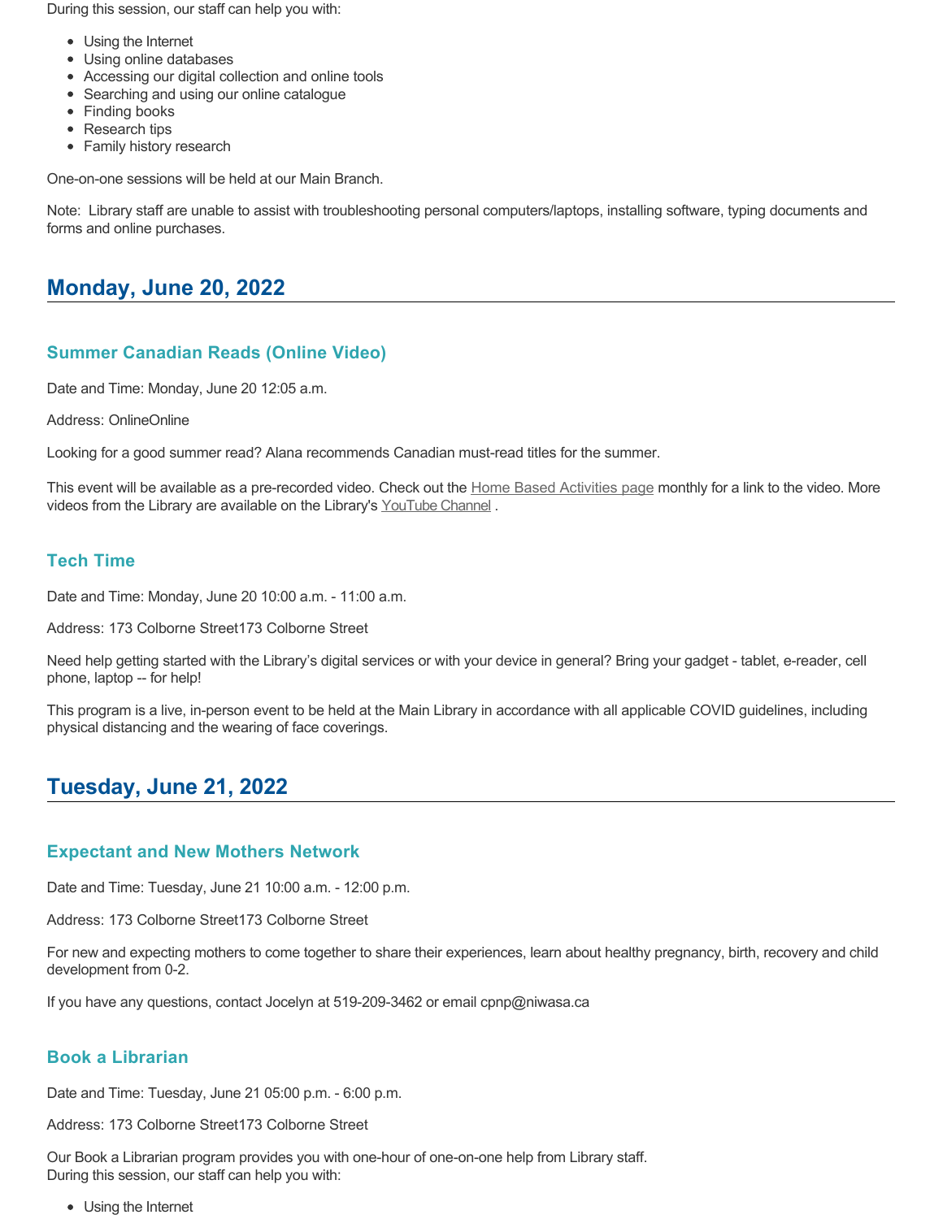During this session, our staff can help you with:

- Using the Internet
- Using online databases
- Accessing our digital collection and online tools
- Searching and using our online catalogue
- Finding books
- Research tips
- Family history research

One-on-one sessions will be held at our Main Branch.

Note: Library staff are unable to assist with troubleshooting personal computers/laptops, installing software, typing documents and forms and online purchases.

## Monday, June 20, 2022

### Summer Canadian Reads (Online Video)

Date and Time: Monday, June 20 12:05 a.m.

Address: OnlineOnline

Looking for a good summer read? Alana recommends Canadian must-read titles for the summer.

This event will be available as a pre-recorded video. Check out the Home Based Activities page monthly for a link to the video. More videos from the Library are available on the Library's YouTube Channel .

### Tech Time

Date and Time: Monday, June 20 10:00 a.m. - 11:00 a.m.

Address: 173 Colborne Street173 Colborne Street

Need help getting started with the Library's digital services or with your device in general? Bring your gadget - tablet, e-reader, cell phone, laptop -- for help!

This program is a live, in-person event to be held at the Main Library in accordance with all applicable COVID guidelines, including physical distancing and the wearing of face coverings.

## Tuesday, June 21, 2022

### Expectant and New Mothers Network

Date and Time: Tuesday, June 21 10:00 a.m. - 12:00 p.m.

Address: 173 Colborne Street173 Colborne Street

For new and expecting mothers to come together to share their experiences, learn about healthy pregnancy, birth, recovery and child development from 0-2.

If you have any questions, contact Jocelyn at 519-209-3462 or email cpnp@niwasa.ca

### Book a Librarian

Date and Time: Tuesday, June 21 05:00 p.m. - 6:00 p.m.

Address: 173 Colborne Street173 Colborne Street

Our Book a Librarian program provides you with one-hour of one-on-one help from Library staff.
During this session, our staff can help you with:

- Using the Internet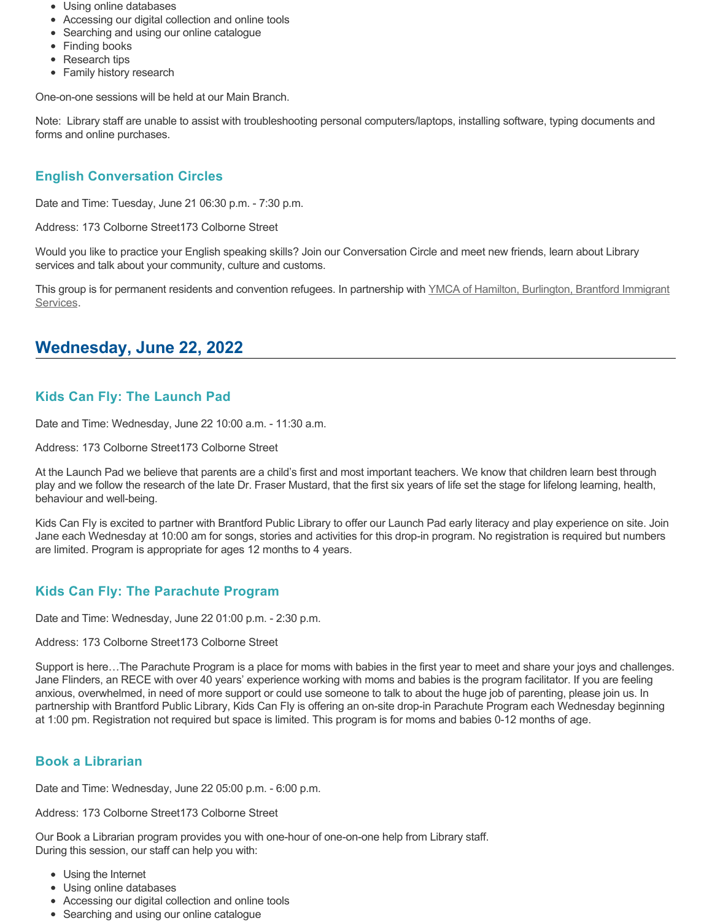- Using online databases
- Accessing our digital collection and online tools
- Searching and using our online catalogue
- Finding books
- Research tips
- Family history research

One-on-one sessions will be held at our Main Branch.

Note: Library staff are unable to assist with troubleshooting personal computers/laptops, installing software, typing documents and forms and online purchases.

### English Conversation Circles

Date and Time: Tuesday, June 21 06:30 p.m. - 7:30 p.m.

Address: 173 Colborne Street173 Colborne Street

Would you like to practice your English speaking skills? Join our Conversation Circle and meet new friends, learn about Library services and talk about your community, culture and customs.

This group is for permanent residents and convention refugees. In partnership with YMCA of Hamilton, Burlington, Brantford Immigrant Services.

## Wednesday, June 22, 2022

### Kids Can Fly: The Launch Pad

Date and Time: Wednesday, June 22 10:00 a.m. - 11:30 a.m.

Address: 173 Colborne Street173 Colborne Street

At the Launch Pad we believe that parents are a child's first and most important teachers. We know that children learn best through play and we follow the research of the late Dr. Fraser Mustard, that the first six years of life set the stage for lifelong learning, health, behaviour and well-being.

Kids Can Fly is excited to partner with Brantford Public Library to offer our Launch Pad early literacy and play experience on site. Join Jane each Wednesday at 10:00 am for songs, stories and activities for this drop-in program. No registration is required but numbers are limited. Program is appropriate for ages 12 months to 4 years.

### Kids Can Fly: The Parachute Program

Date and Time: Wednesday, June 22 01:00 p.m. - 2:30 p.m.

Address: 173 Colborne Street173 Colborne Street

Support is here…The Parachute Program is a place for moms with babies in the first year to meet and share your joys and challenges. Jane Flinders, an RECE with over 40 years' experience working with moms and babies is the program facilitator. If you are feeling anxious, overwhelmed, in need of more support or could use someone to talk to about the huge job of parenting, please join us. In partnership with Brantford Public Library, Kids Can Fly is offering an on-site drop-in Parachute Program each Wednesday beginning at 1:00 pm. Registration not required but space is limited. This program is for moms and babies 0-12 months of age.

### Book a Librarian

Date and Time: Wednesday, June 22 05:00 p.m. - 6:00 p.m.

Address: 173 Colborne Street173 Colborne Street

Our Book a Librarian program provides you with one-hour of one-on-one help from Library staff.
During this session, our staff can help you with:

- Using the Internet
- Using online databases
- Accessing our digital collection and online tools
- Searching and using our online catalogue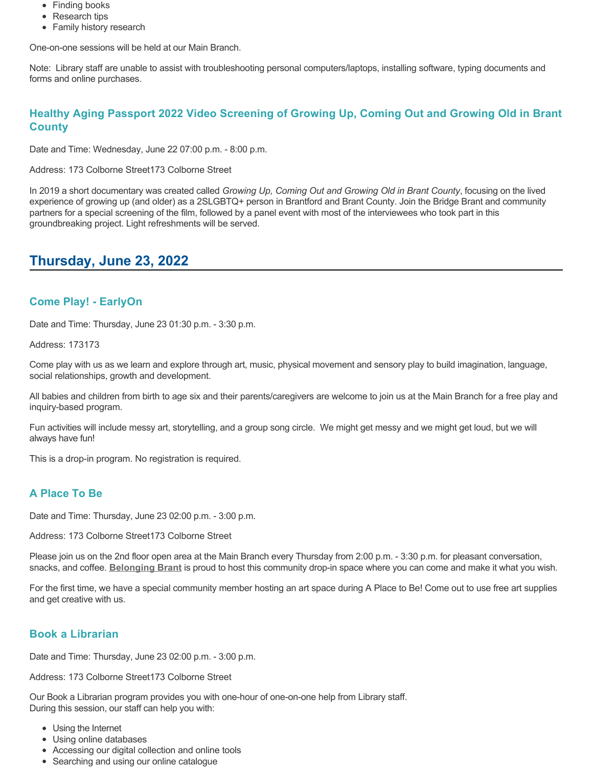- Finding books
- Research tips
- Family history research

One-on-one sessions will be held at our Main Branch.

Note: Library staff are unable to assist with troubleshooting personal computers/laptops, installing software, typing documents and forms and online purchases.

### Healthy Aging Passport 2022 Video Screening of Growing Up, Coming Out and Growing Old in Brant County

Date and Time: Wednesday, June 22 07:00 p.m. - 8:00 p.m.

Address: 173 Colborne Street173 Colborne Street

In 2019 a short documentary was created called *Growing Up, Coming Out and Growing Old in Brant County*, focusing on the lived experience of growing up (and older) as a 2SLGBTQ+ person in Brantford and Brant County. Join the Bridge Brant and community partners for a special screening of the film, followed by a panel event with most of the interviewees who took part in this groundbreaking project. Light refreshments will be served.

## Thursday, June 23, 2022

### Come Play! - EarlyOn

Date and Time: Thursday, June 23 01:30 p.m. - 3:30 p.m.

Address: 173173

Come play with us as we learn and explore through art, music, physical movement and sensory play to build imagination, language, social relationships, growth and development.

All babies and children from birth to age six and their parents/caregivers are welcome to join us at the Main Branch for a free play and inquiry-based program.

Fun activities will include messy art, storytelling, and a group song circle. We might get messy and we might get loud, but we will always have fun!

This is a drop-in program. No registration is required.

### A Place To Be

Date and Time: Thursday, June 23 02:00 p.m. - 3:00 p.m.

Address: 173 Colborne Street173 Colborne Street

Please join us on the 2nd floor open area at the Main Branch every Thursday from 2:00 p.m. - 3:30 p.m. for pleasant conversation, snacks, and coffee. **Belonging Brant** is proud to host this community drop-in space where you can come and make it what you wish.

For the first time, we have a special community member hosting an art space during A Place to Be! Come out to use free art supplies and get creative with us.

### Book a Librarian

Date and Time: Thursday, June 23 02:00 p.m. - 3:00 p.m.

Address: 173 Colborne Street173 Colborne Street

Our Book a Librarian program provides you with one-hour of one-on-one help from Library staff.
During this session, our staff can help you with:

- Using the Internet
- Using online databases
- Accessing our digital collection and online tools
- Searching and using our online catalogue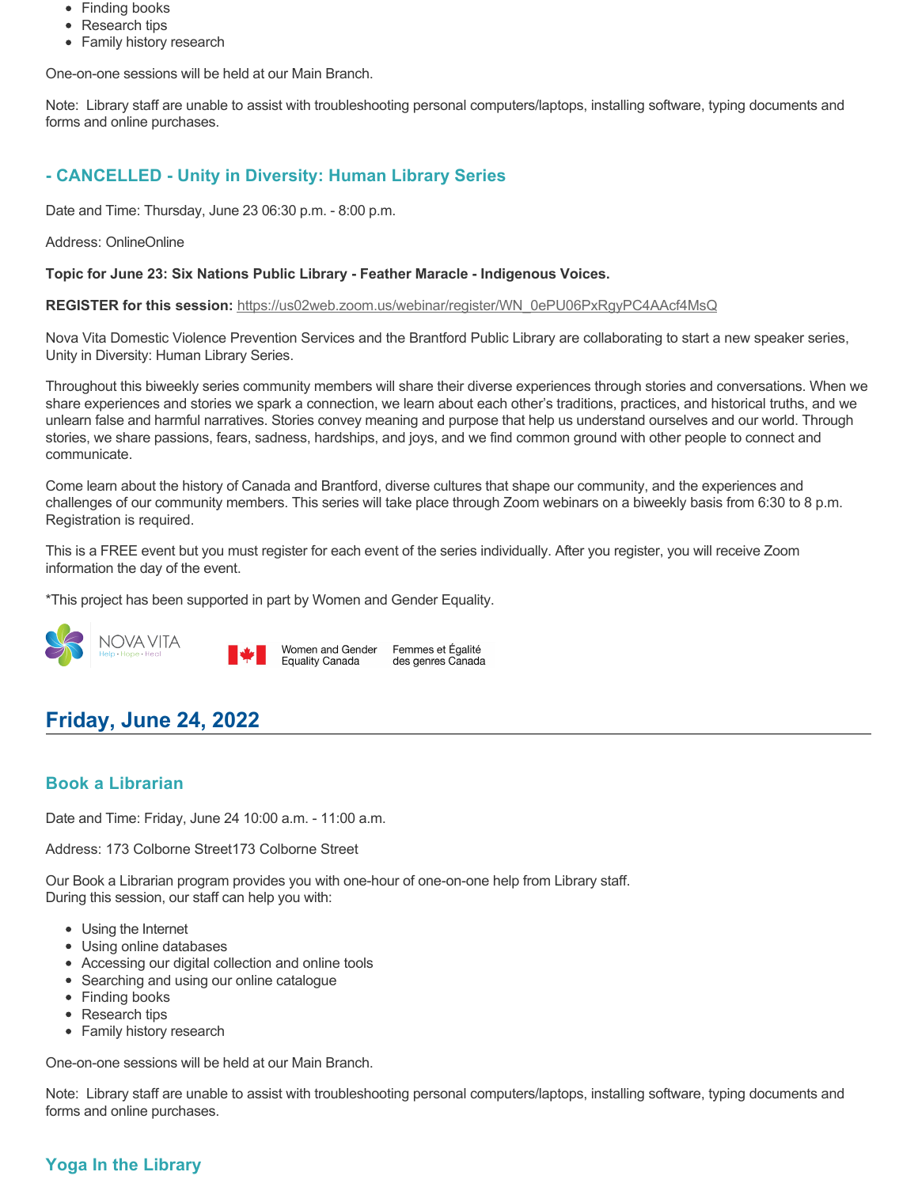- Finding books
- Research tips
- Family history research

One-on-one sessions will be held at our Main Branch.

Note: Library staff are unable to assist with troubleshooting personal computers/laptops, installing software, typing documents and forms and online purchases.

### - CANCELLED - Unity in Diversity: Human Library Series

Date and Time: Thursday, June 23 06:30 p.m. - 8:00 p.m.

Address: OnlineOnline

**Topic for June 23: Six Nations Public Library - Feather Maracle - Indigenous Voices.**

**REGISTER for this session:** https://us02web.zoom.us/webinar/register/WN_0ePU06PxRgyPC4AAcf4MsQ

Nova Vita Domestic Violence Prevention Services and the Brantford Public Library are collaborating to start a new speaker series, Unity in Diversity: Human Library Series.

Throughout this biweekly series community members will share their diverse experiences through stories and conversations. When we share experiences and stories we spark a connection, we learn about each other's traditions, practices, and historical truths, and we unlearn false and harmful narratives. Stories convey meaning and purpose that help us understand ourselves and our world. Through stories, we share passions, fears, sadness, hardships, and joys, and we find common ground with other people to connect and communicate.

Come learn about the history of Canada and Brantford, diverse cultures that shape our community, and the experiences and challenges of our community members. This series will take place through Zoom webinars on a biweekly basis from 6:30 to 8 p.m. Registration is required.

This is a FREE event but you must register for each event of the series individually. After you register, you will receive Zoom information the day of the event.

*This project has been supported in part by Women and Gender Equality.

NOVA VITA Help · Hope · Heal

Women and Gender Equality Canada | Femmes et Égalité des genres Canada

## Friday, June 24, 2022

### Book a Librarian

Date and Time: Friday, June 24 10:00 a.m. - 11:00 a.m.

Address: 173 Colborne Street173 Colborne Street

Our Book a Librarian program provides you with one-hour of one-on-one help from Library staff.
During this session, our staff can help you with:

- Using the Internet
- Using online databases
- Accessing our digital collection and online tools
- Searching and using our online catalogue
- Finding books
- Research tips
- Family history research

One-on-one sessions will be held at our Main Branch.

Note: Library staff are unable to assist with troubleshooting personal computers/laptops, installing software, typing documents and forms and online purchases.

### Yoga In the Library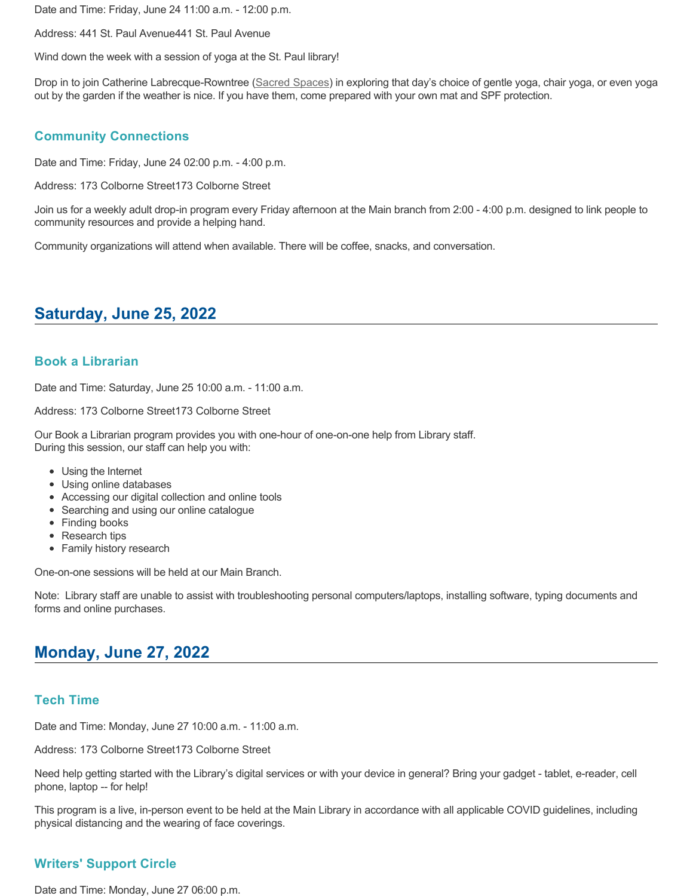Date and Time: Friday, June 24 11:00 a.m. - 12:00 p.m.

Address: 441 St. Paul Avenue441 St. Paul Avenue

Wind down the week with a session of yoga at the St. Paul library!

Drop in to join Catherine Labrecque-Rowntree (Sacred Spaces) in exploring that day's choice of gentle yoga, chair yoga, or even yoga out by the garden if the weather is nice. If you have them, come prepared with your own mat and SPF protection.

### Community Connections

Date and Time: Friday, June 24 02:00 p.m. - 4:00 p.m.

Address: 173 Colborne Street173 Colborne Street

Join us for a weekly adult drop-in program every Friday afternoon at the Main branch from 2:00 - 4:00 p.m. designed to link people to community resources and provide a helping hand.

Community organizations will attend when available. There will be coffee, snacks, and conversation.

## Saturday, June 25, 2022

### Book a Librarian

Date and Time: Saturday, June 25 10:00 a.m. - 11:00 a.m.

Address: 173 Colborne Street173 Colborne Street

Our Book a Librarian program provides you with one-hour of one-on-one help from Library staff.
During this session, our staff can help you with:

- Using the Internet
- Using online databases
- Accessing our digital collection and online tools
- Searching and using our online catalogue
- Finding books
- Research tips
- Family history research

One-on-one sessions will be held at our Main Branch.

Note: Library staff are unable to assist with troubleshooting personal computers/laptops, installing software, typing documents and forms and online purchases.

## Monday, June 27, 2022

### Tech Time

Date and Time: Monday, June 27 10:00 a.m. - 11:00 a.m.

Address: 173 Colborne Street173 Colborne Street

Need help getting started with the Library's digital services or with your device in general? Bring your gadget - tablet, e-reader, cell phone, laptop -- for help!

This program is a live, in-person event to be held at the Main Library in accordance with all applicable COVID guidelines, including physical distancing and the wearing of face coverings.

### Writers' Support Circle

Date and Time: Monday, June 27 06:00 p.m.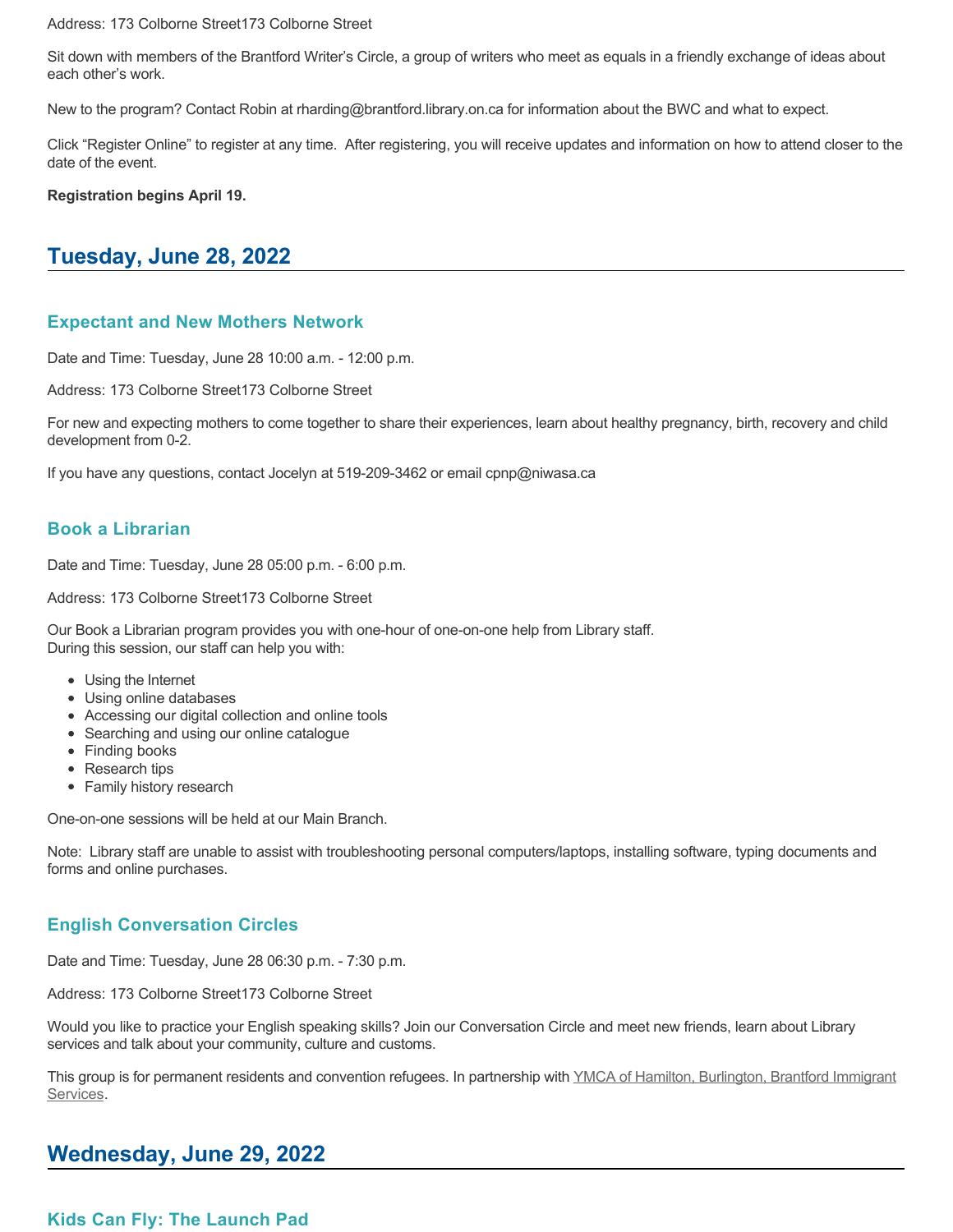Address: 173 Colborne Street173 Colborne Street

Sit down with members of the Brantford Writer's Circle, a group of writers who meet as equals in a friendly exchange of ideas about each other's work.

New to the program? Contact Robin at rharding@brantford.library.on.ca for information about the BWC and what to expect.

Click "Register Online" to register at any time. After registering, you will receive updates and information on how to attend closer to the date of the event.

**Registration begins April 19.**

## Tuesday, June 28, 2022

### Expectant and New Mothers Network

Date and Time: Tuesday, June 28 10:00 a.m. - 12:00 p.m.

Address: 173 Colborne Street173 Colborne Street

For new and expecting mothers to come together to share their experiences, learn about healthy pregnancy, birth, recovery and child development from 0-2.

If you have any questions, contact Jocelyn at 519-209-3462 or email cpnp@niwasa.ca

### Book a Librarian

Date and Time: Tuesday, June 28 05:00 p.m. - 6:00 p.m.

Address: 173 Colborne Street173 Colborne Street

Our Book a Librarian program provides you with one-hour of one-on-one help from Library staff.
During this session, our staff can help you with:

- Using the Internet
- Using online databases
- Accessing our digital collection and online tools
- Searching and using our online catalogue
- Finding books
- Research tips
- Family history research

One-on-one sessions will be held at our Main Branch.

Note: Library staff are unable to assist with troubleshooting personal computers/laptops, installing software, typing documents and forms and online purchases.

### English Conversation Circles

Date and Time: Tuesday, June 28 06:30 p.m. - 7:30 p.m.

Address: 173 Colborne Street173 Colborne Street

Would you like to practice your English speaking skills? Join our Conversation Circle and meet new friends, learn about Library services and talk about your community, culture and customs.

This group is for permanent residents and convention refugees. In partnership with YMCA of Hamilton, Burlington, Brantford Immigrant Services.

## Wednesday, June 29, 2022

### Kids Can Fly: The Launch Pad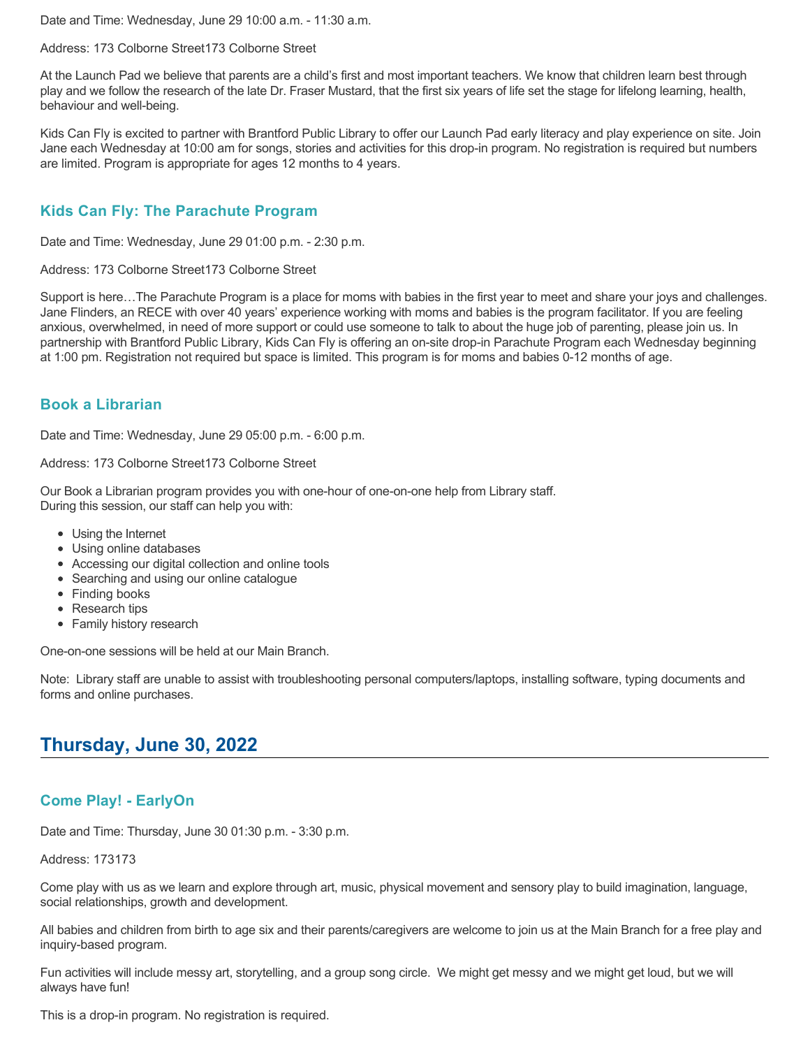Date and Time: Wednesday, June 29 10:00 a.m. - 11:30 a.m.

Address: 173 Colborne Street173 Colborne Street

At the Launch Pad we believe that parents are a child's first and most important teachers. We know that children learn best through play and we follow the research of the late Dr. Fraser Mustard, that the first six years of life set the stage for lifelong learning, health, behaviour and well-being.

Kids Can Fly is excited to partner with Brantford Public Library to offer our Launch Pad early literacy and play experience on site. Join Jane each Wednesday at 10:00 am for songs, stories and activities for this drop-in program. No registration is required but numbers are limited. Program is appropriate for ages 12 months to 4 years.

### Kids Can Fly: The Parachute Program

Date and Time: Wednesday, June 29 01:00 p.m. - 2:30 p.m.

Address: 173 Colborne Street173 Colborne Street

Support is here…The Parachute Program is a place for moms with babies in the first year to meet and share your joys and challenges. Jane Flinders, an RECE with over 40 years' experience working with moms and babies is the program facilitator. If you are feeling anxious, overwhelmed, in need of more support or could use someone to talk to about the huge job of parenting, please join us. In partnership with Brantford Public Library, Kids Can Fly is offering an on-site drop-in Parachute Program each Wednesday beginning at 1:00 pm. Registration not required but space is limited. This program is for moms and babies 0-12 months of age.

### Book a Librarian

Date and Time: Wednesday, June 29 05:00 p.m. - 6:00 p.m.

Address: 173 Colborne Street173 Colborne Street

Our Book a Librarian program provides you with one-hour of one-on-one help from Library staff.
During this session, our staff can help you with:

- Using the Internet
- Using online databases
- Accessing our digital collection and online tools
- Searching and using our online catalogue
- Finding books
- Research tips
- Family history research

One-on-one sessions will be held at our Main Branch.

Note: Library staff are unable to assist with troubleshooting personal computers/laptops, installing software, typing documents and forms and online purchases.

## Thursday, June 30, 2022

### Come Play! - EarlyOn

Date and Time: Thursday, June 30 01:30 p.m. - 3:30 p.m.

Address: 173173

Come play with us as we learn and explore through art, music, physical movement and sensory play to build imagination, language, social relationships, growth and development.

All babies and children from birth to age six and their parents/caregivers are welcome to join us at the Main Branch for a free play and inquiry-based program.

Fun activities will include messy art, storytelling, and a group song circle. We might get messy and we might get loud, but we will always have fun!

This is a drop-in program. No registration is required.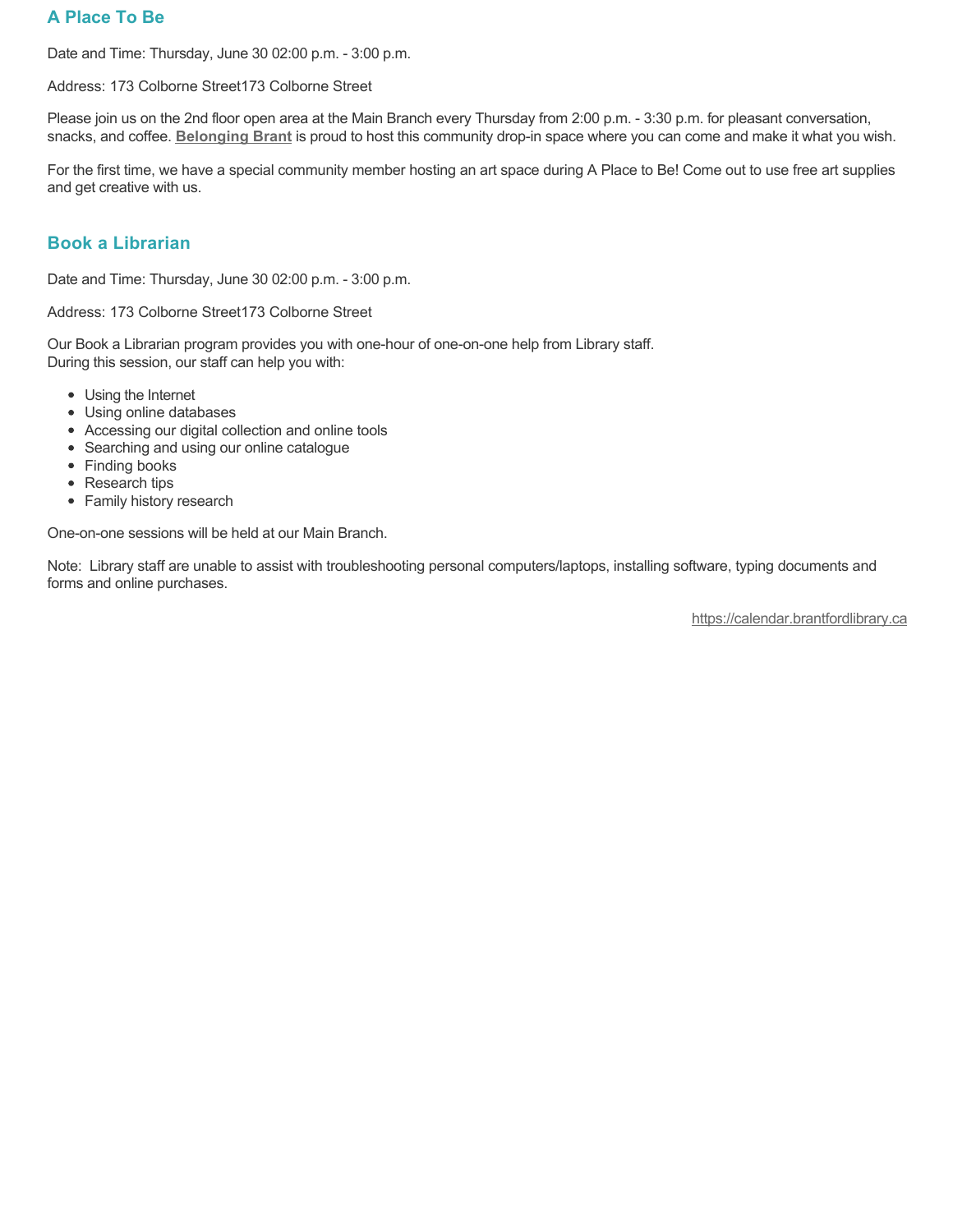## A Place To Be

Date and Time: Thursday, June 30 02:00 p.m. - 3:00 p.m.

Address: 173 Colborne Street173 Colborne Street

Please join us on the 2nd floor open area at the Main Branch every Thursday from 2:00 p.m. - 3:30 p.m. for pleasant conversation, snacks, and coffee. **Belonging Brant** is proud to host this community drop-in space where you can come and make it what you wish.

For the first time, we have a special community member hosting an art space during A Place to Be! Come out to use free art supplies and get creative with us.

## Book a Librarian

Date and Time: Thursday, June 30 02:00 p.m. - 3:00 p.m.

Address: 173 Colborne Street173 Colborne Street

Our Book a Librarian program provides you with one-hour of one-on-one help from Library staff.
During this session, our staff can help you with:

- Using the Internet
- Using online databases
- Accessing our digital collection and online tools
- Searching and using our online catalogue
- Finding books
- Research tips
- Family history research

One-on-one sessions will be held at our Main Branch.

Note: Library staff are unable to assist with troubleshooting personal computers/laptops, installing software, typing documents and forms and online purchases.

https://calendar.brantfordlibrary.ca